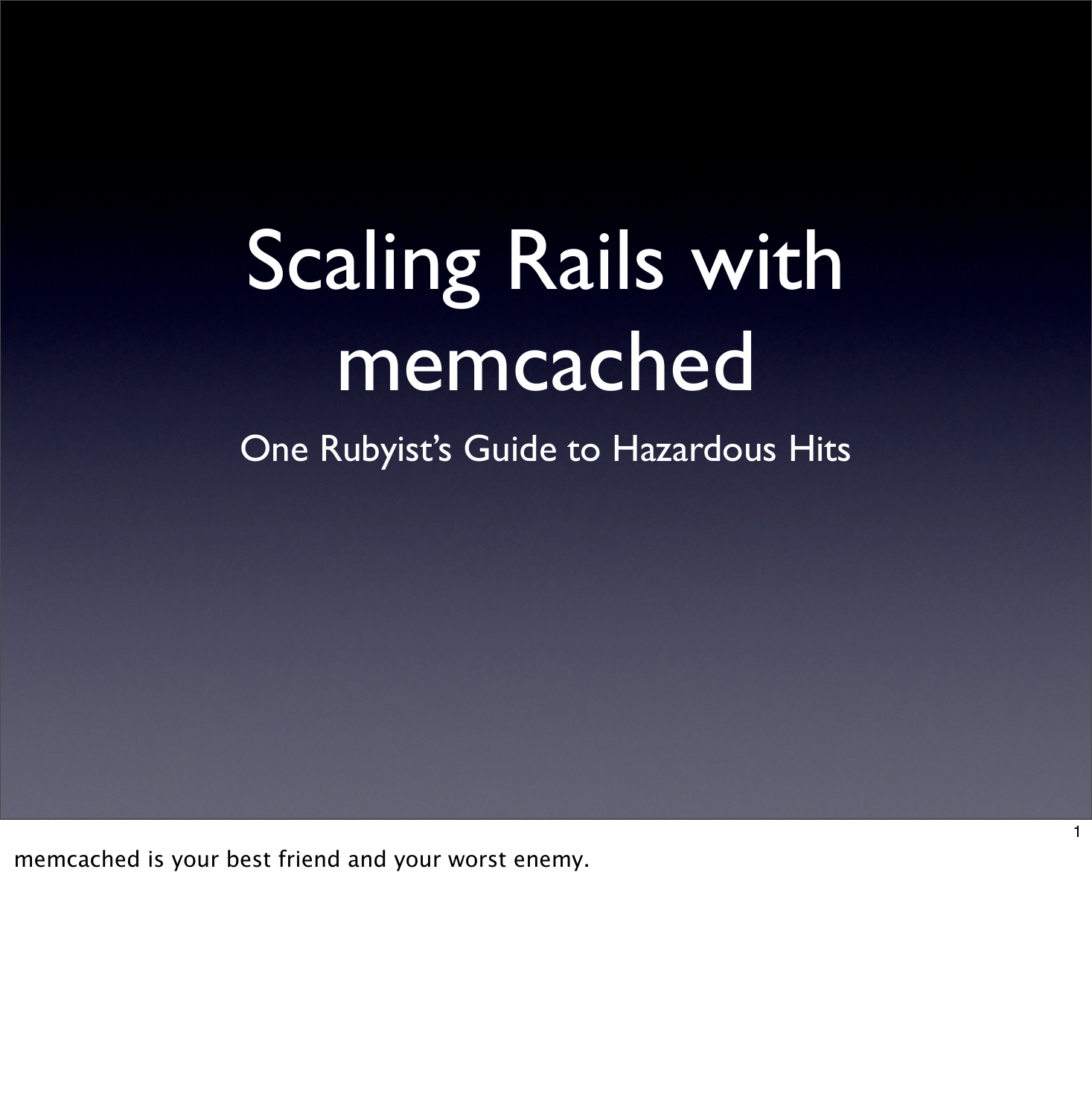# Scaling Rails with memcached

One Rubyist's Guide to Hazardous Hits

memcached is your best friend and your worst enemy.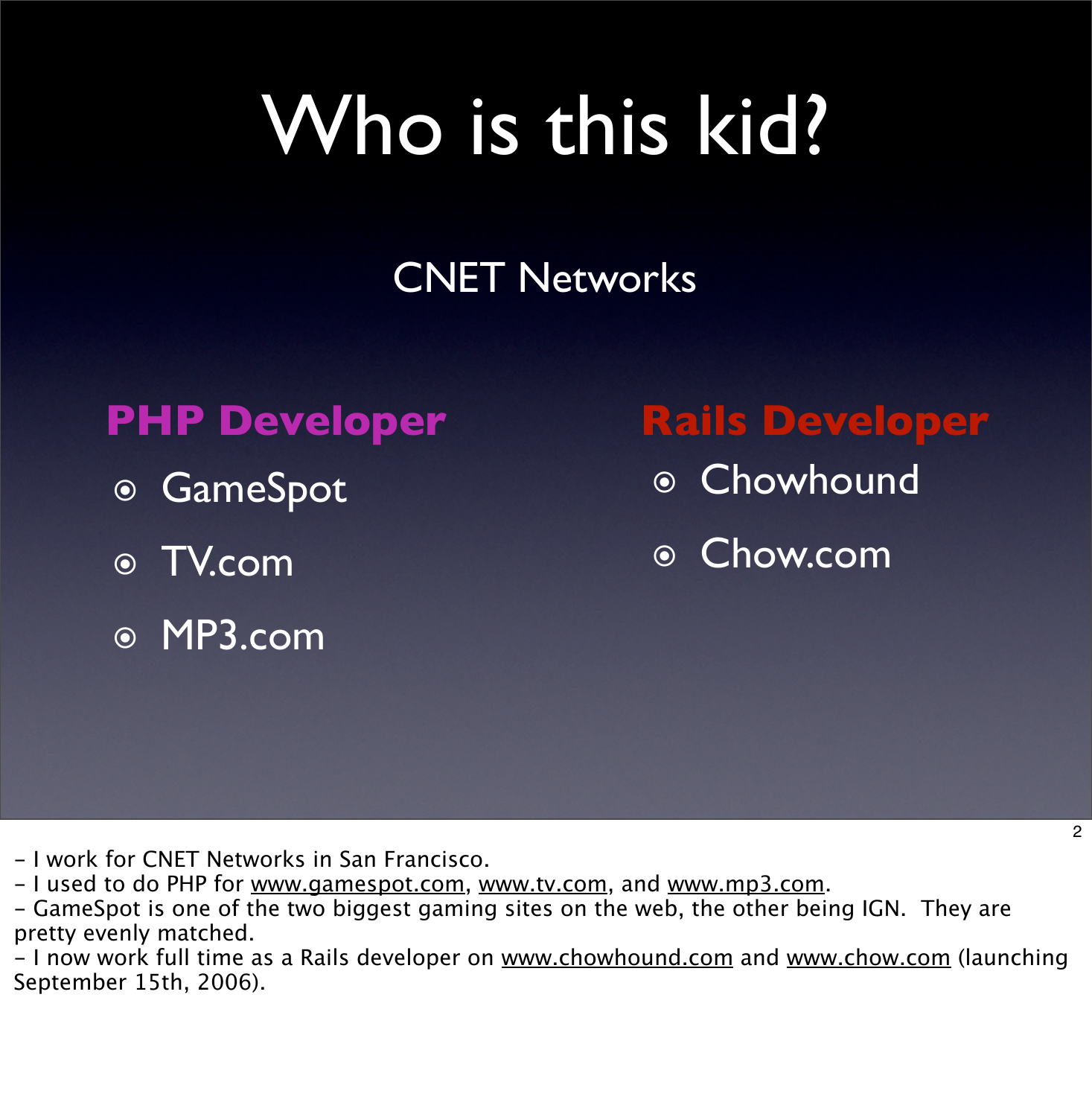# Who is this kid?

CNET Networks

**PHP Developer**

- GameSpot
- TV.com
- MP3.com

**Rails Developer**

- Chowhound
- Chow.com

- I work for CNET Networks in San Francisco.
- I used to do PHP for www.gamespot.com, www.tv.com, and www.mp3.com.
- GameSpot is one of the two biggest gaming sites on the web, the other being IGN. They are pretty evenly matched.
- I now work full time as a Rails developer on www.chowhound.com and www.chow.com (launching September 15th, 2006).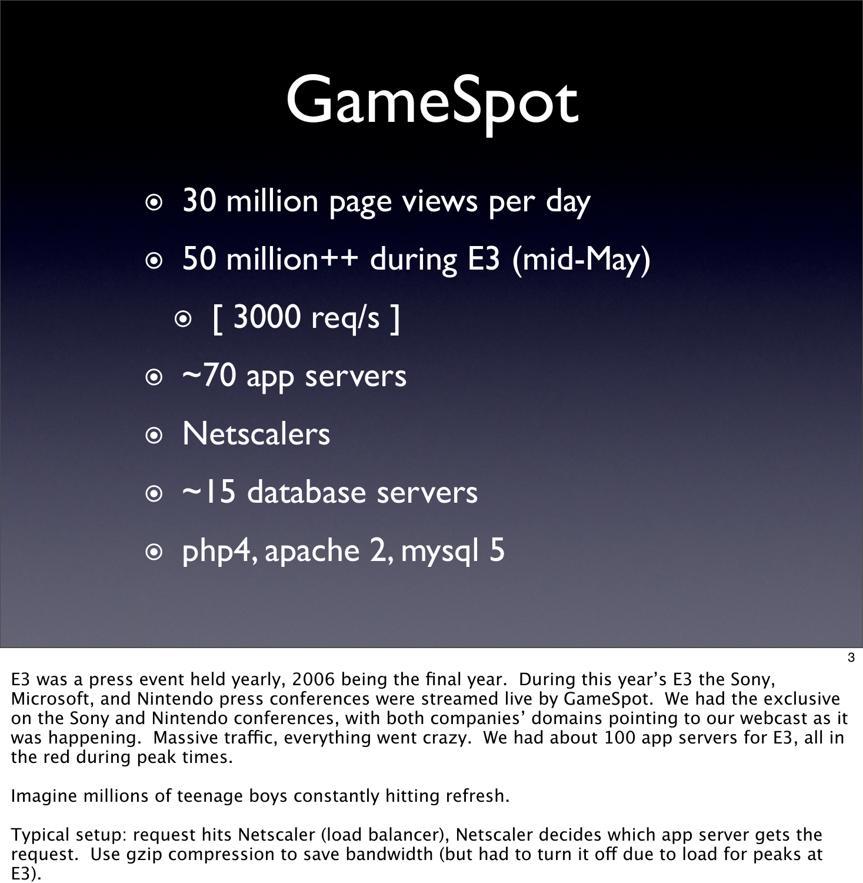# GameSpot

- 30 million page views per day
- 50 million++ during E3 (mid-May)
  - [ 3000 req/s ]
- ~70 app servers
- Netscalers
- ~15 database servers
- php4, apache 2, mysql 5

E3 was a press event held yearly, 2006 being the final year. During this year's E3 the Sony, Microsoft, and Nintendo press conferences were streamed live by GameSpot. We had the exclusive on the Sony and Nintendo conferences, with both companies' domains pointing to our webcast as it was happening. Massive traffic, everything went crazy. We had about 100 app servers for E3, all in the red during peak times.

Imagine millions of teenage boys constantly hitting refresh.

Typical setup: request hits Netscaler (load balancer), Netscaler decides which app server gets the request. Use gzip compression to save bandwidth (but had to turn it off due to load for peaks at E3).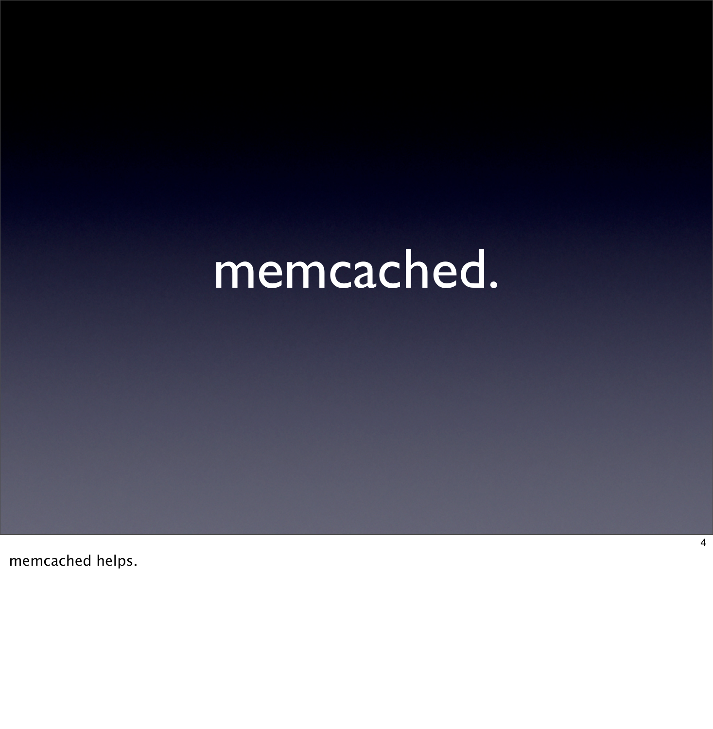# memcached.

memcached helps.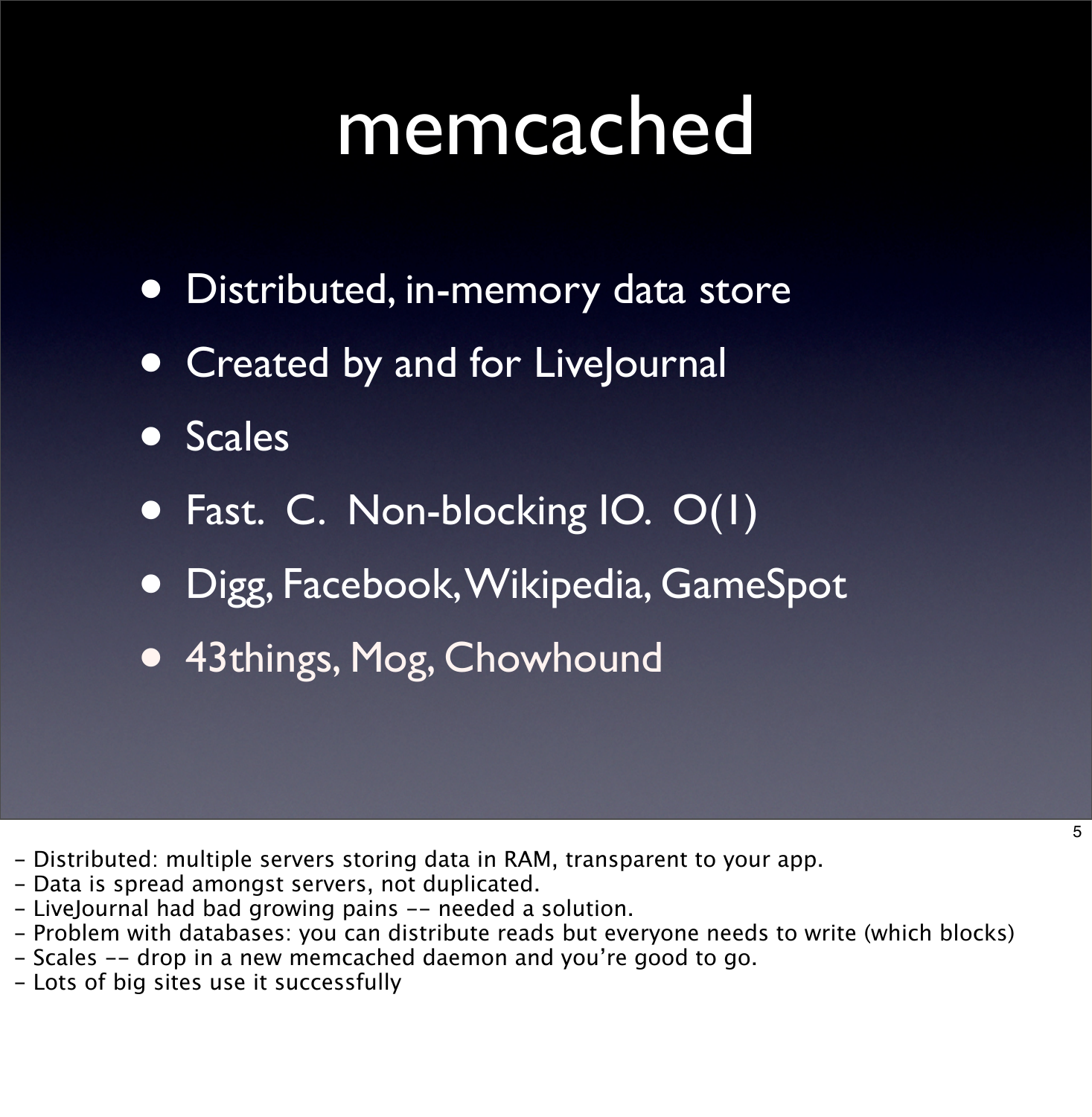# memcached

- Distributed, in-memory data store
- Created by and for LiveJournal
- Scales
- Fast. C. Non-blocking IO. O(1)
- Digg, Facebook, Wikipedia, GameSpot
- 43things, Mog, Chowhound

- Distributed: multiple servers storing data in RAM, transparent to your app.
- Data is spread amongst servers, not duplicated.
- LiveJournal had bad growing pains -- needed a solution.
- Problem with databases: you can distribute reads but everyone needs to write (which blocks)
- Scales -- drop in a new memcached daemon and you're good to go.
- Lots of big sites use it successfully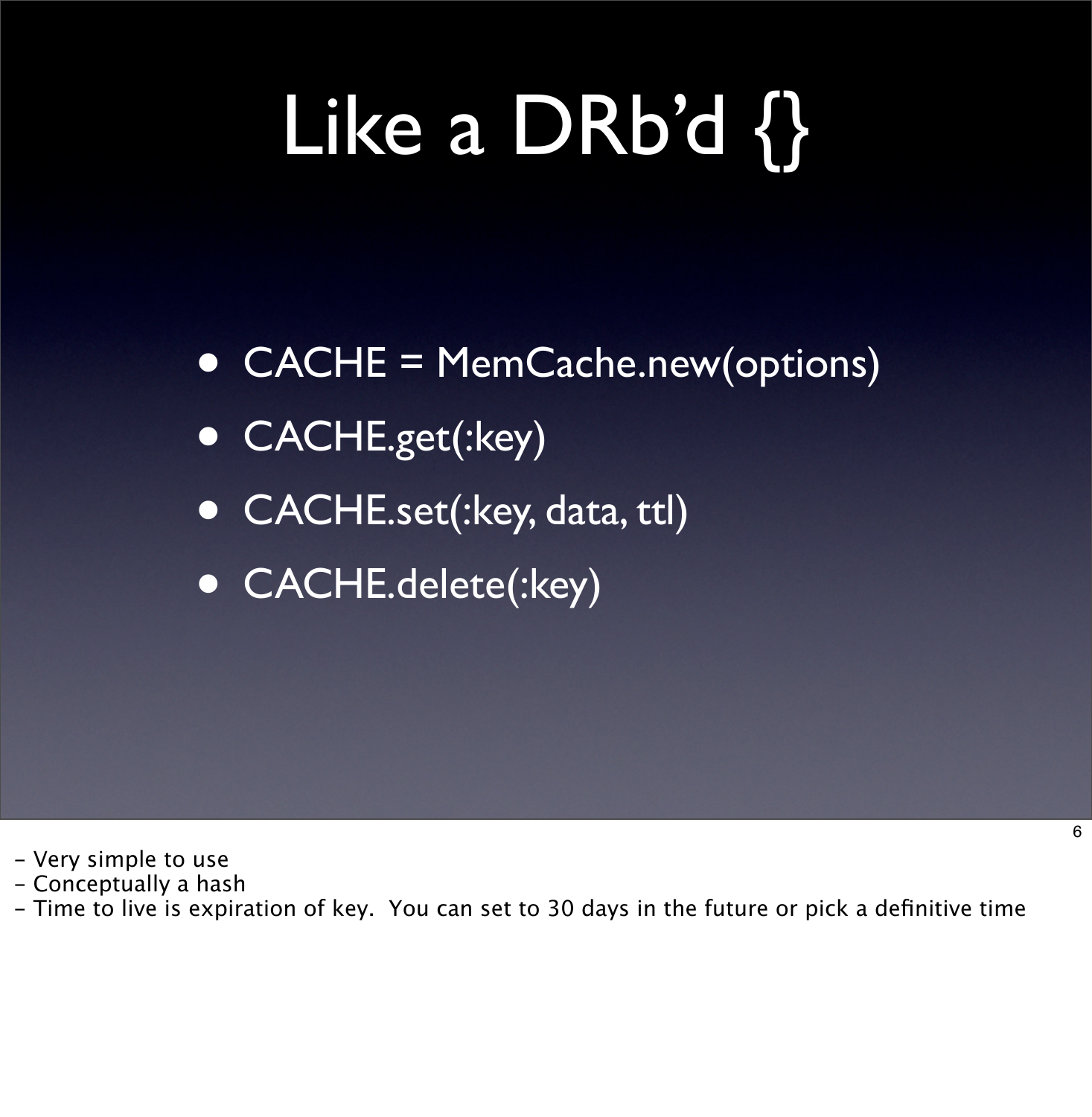# Like a DRb'd {}

- CACHE = MemCache.new(options)
- CACHE.get(:key)
- CACHE.set(:key, data, ttl)
- CACHE.delete(:key)

- Very simple to use
- Conceptually a hash
- Time to live is expiration of key. You can set to 30 days in the future or pick a definitive time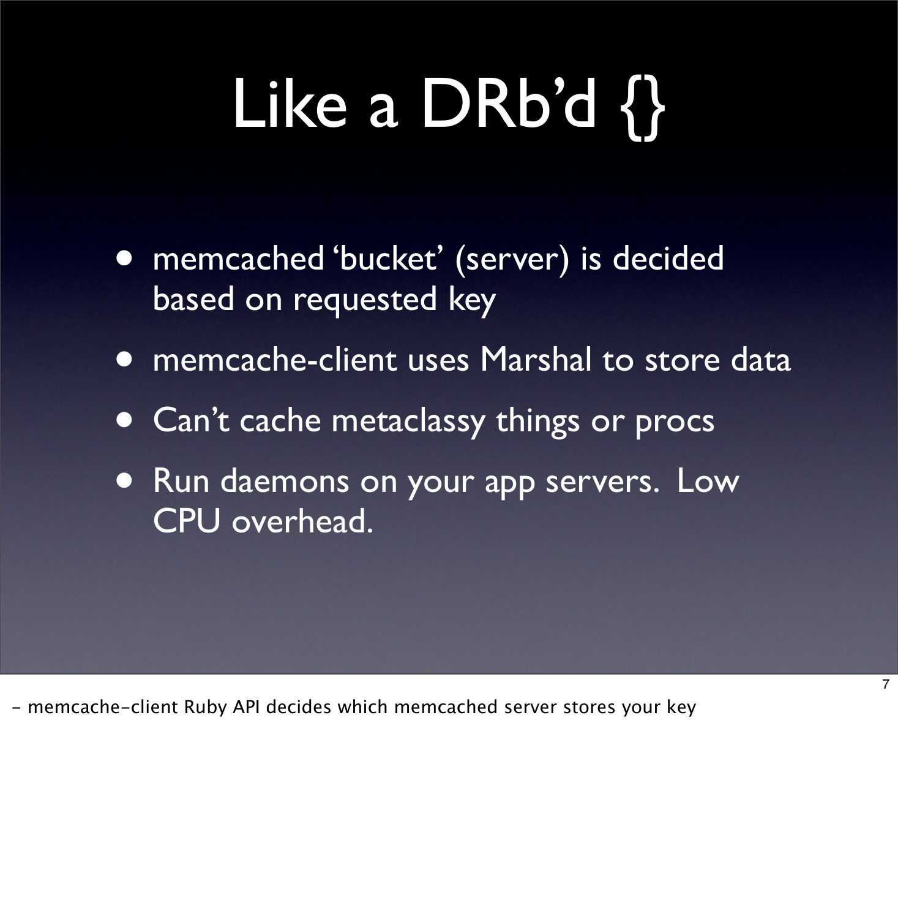# Like a DRb'd {}

- memcached 'bucket' (server) is decided based on requested key
- memcache-client uses Marshal to store data
- Can't cache metaclassy things or procs
- Run daemons on your app servers. Low CPU overhead.

- memcache-client Ruby API decides which memcached server stores your key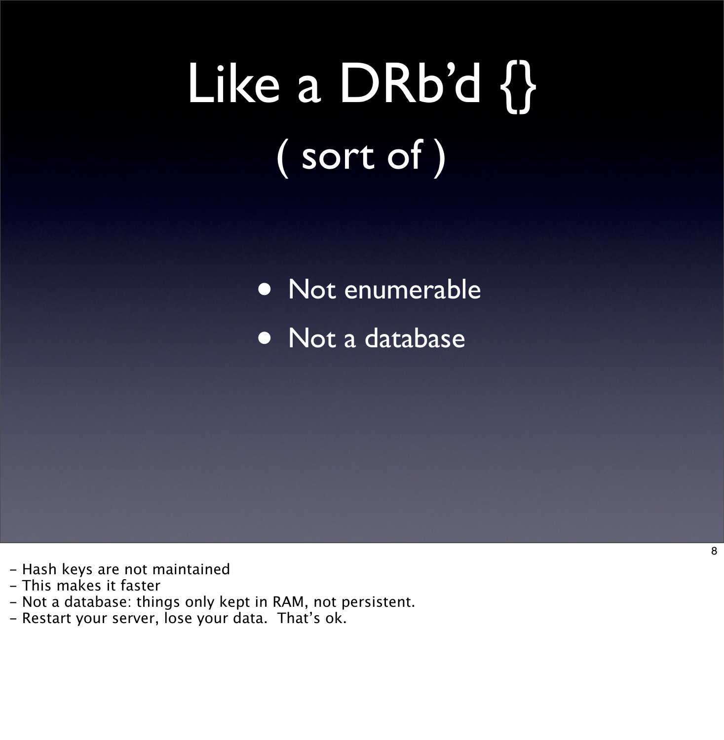# Like a DRb'd {}

## ( sort of )

- Not enumerable
- Not a database

- Hash keys are not maintained
- This makes it faster
- Not a database: things only kept in RAM, not persistent.
- Restart your server, lose your data. That's ok.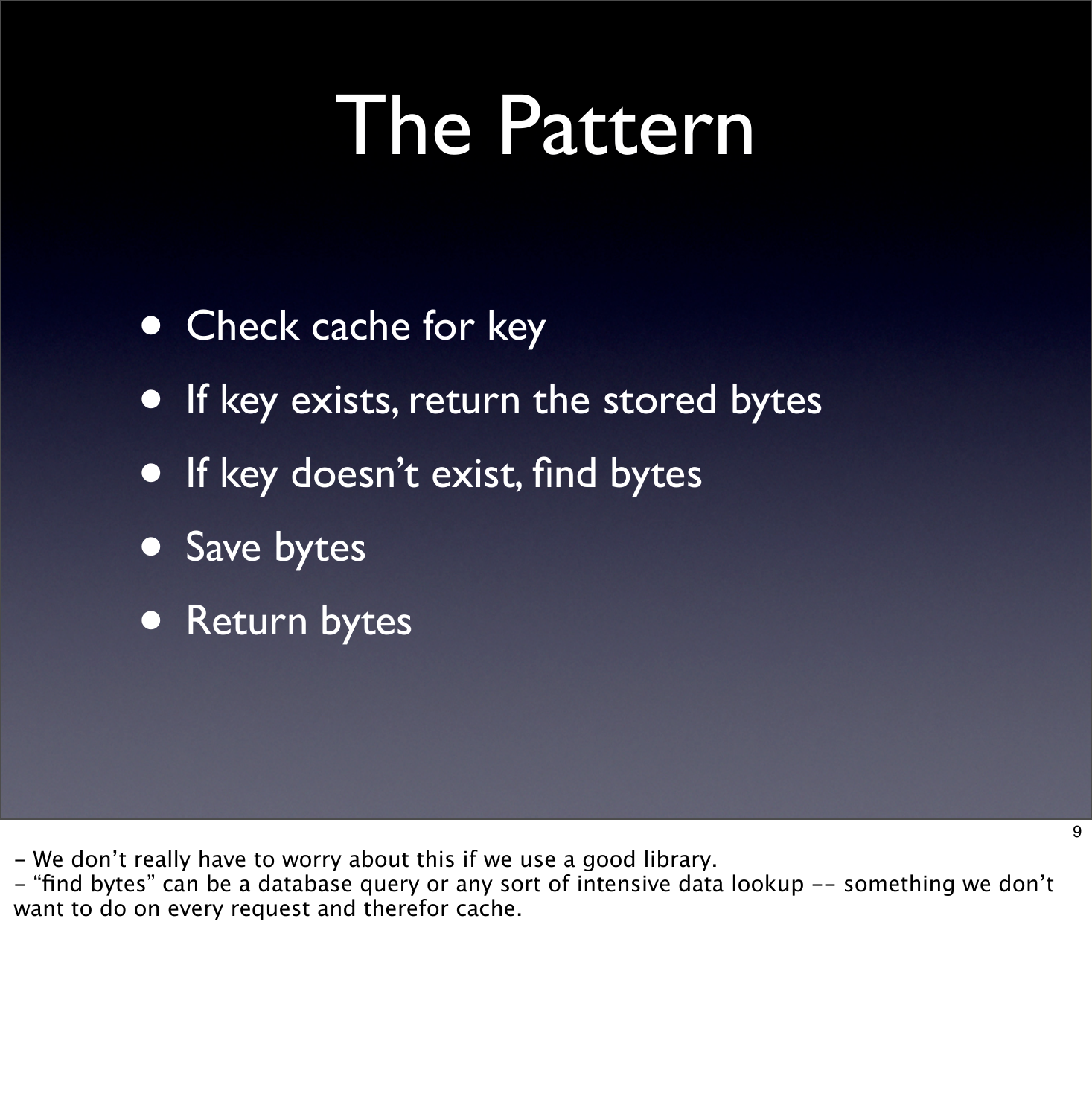# The Pattern

- Check cache for key
- If key exists, return the stored bytes
- If key doesn't exist, find bytes
- Save bytes
- Return bytes

- We don't really have to worry about this if we use a good library.
- "find bytes" can be a database query or any sort of intensive data lookup -- something we don't want to do on every request and therefor cache.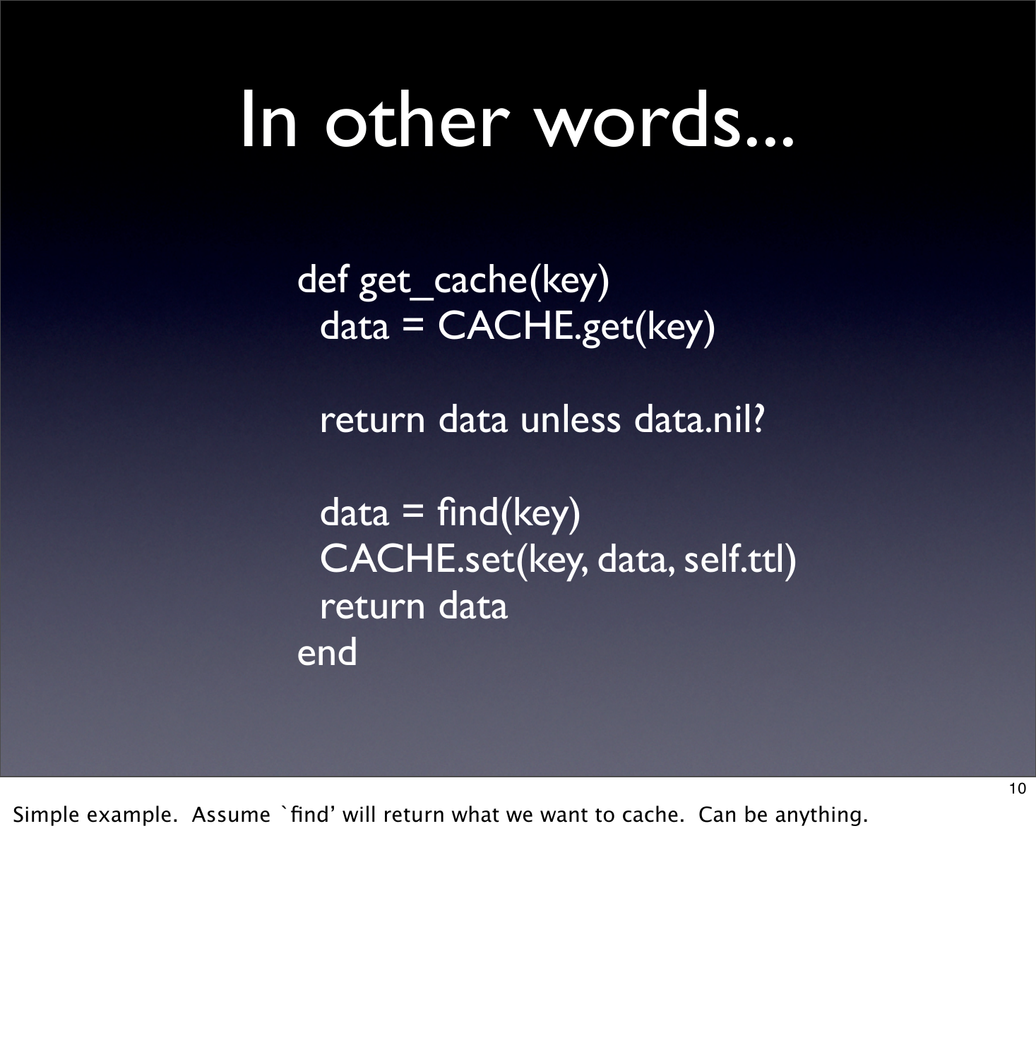# In other words...

```
def get_cache(key)
  data = CACHE.get(key)

  return data unless data.nil?

  data = find(key)
  CACHE.set(key, data, self.ttl)
  return data
end
```

Simple example. Assume `find' will return what we want to cache. Can be anything.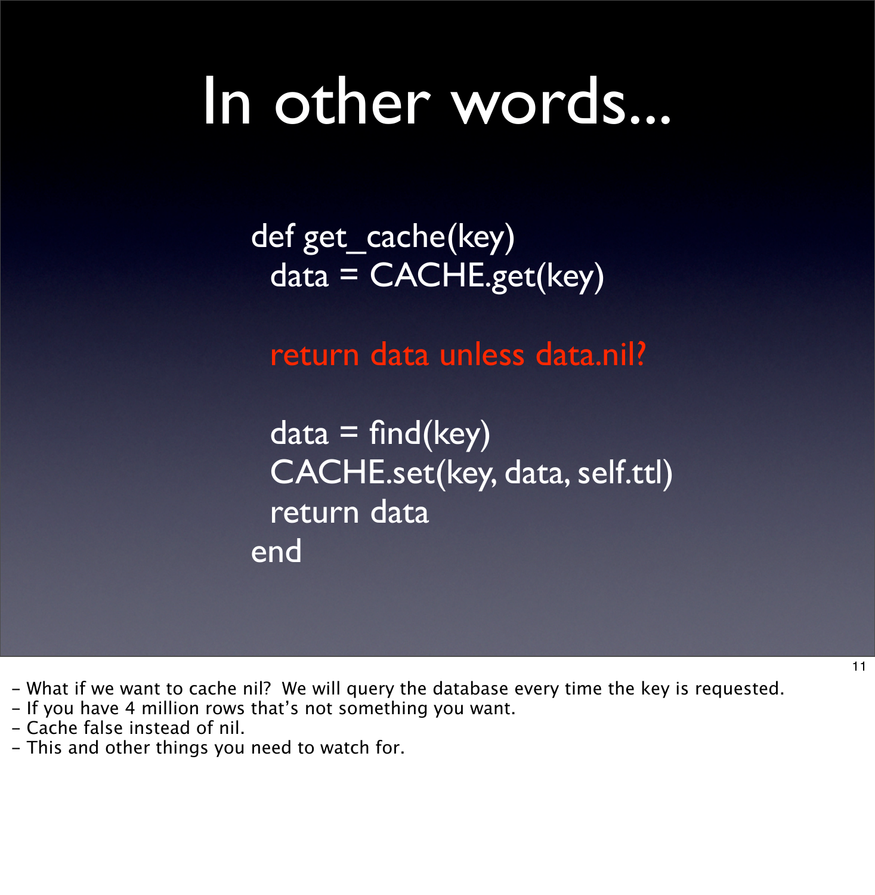# In other words...

```ruby
def get_cache(key)
  data = CACHE.get(key)

  return data unless data.nil?

  data = find(key)
  CACHE.set(key, data, self.ttl)
  return data
end
```

- What if we want to cache nil? We will query the database every time the key is requested.
- If you have 4 million rows that's not something you want.
- Cache false instead of nil.
- This and other things you need to watch for.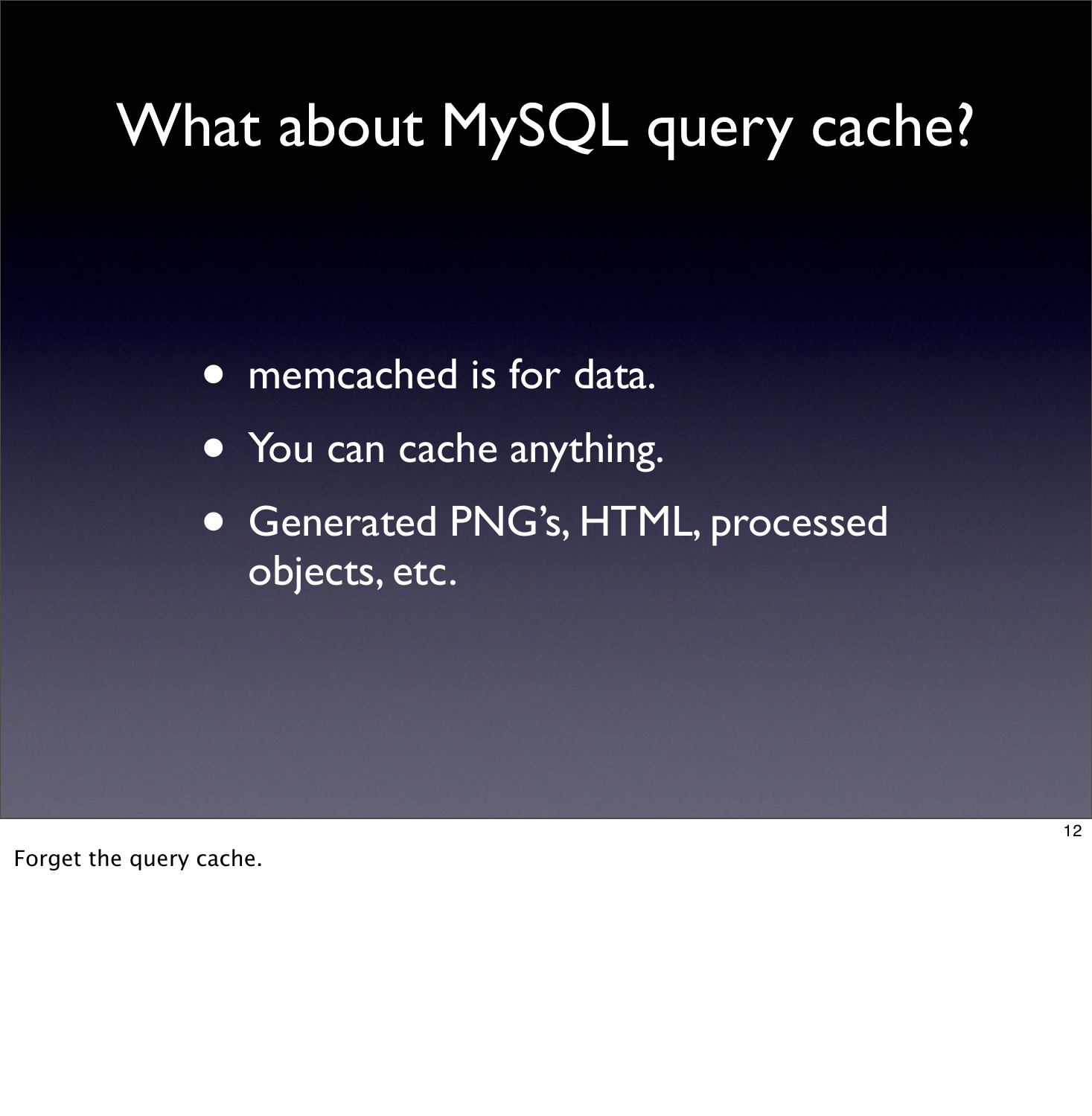# What about MySQL query cache?

- memcached is for data.
- You can cache anything.
- Generated PNG's, HTML, processed objects, etc.

Forget the query cache.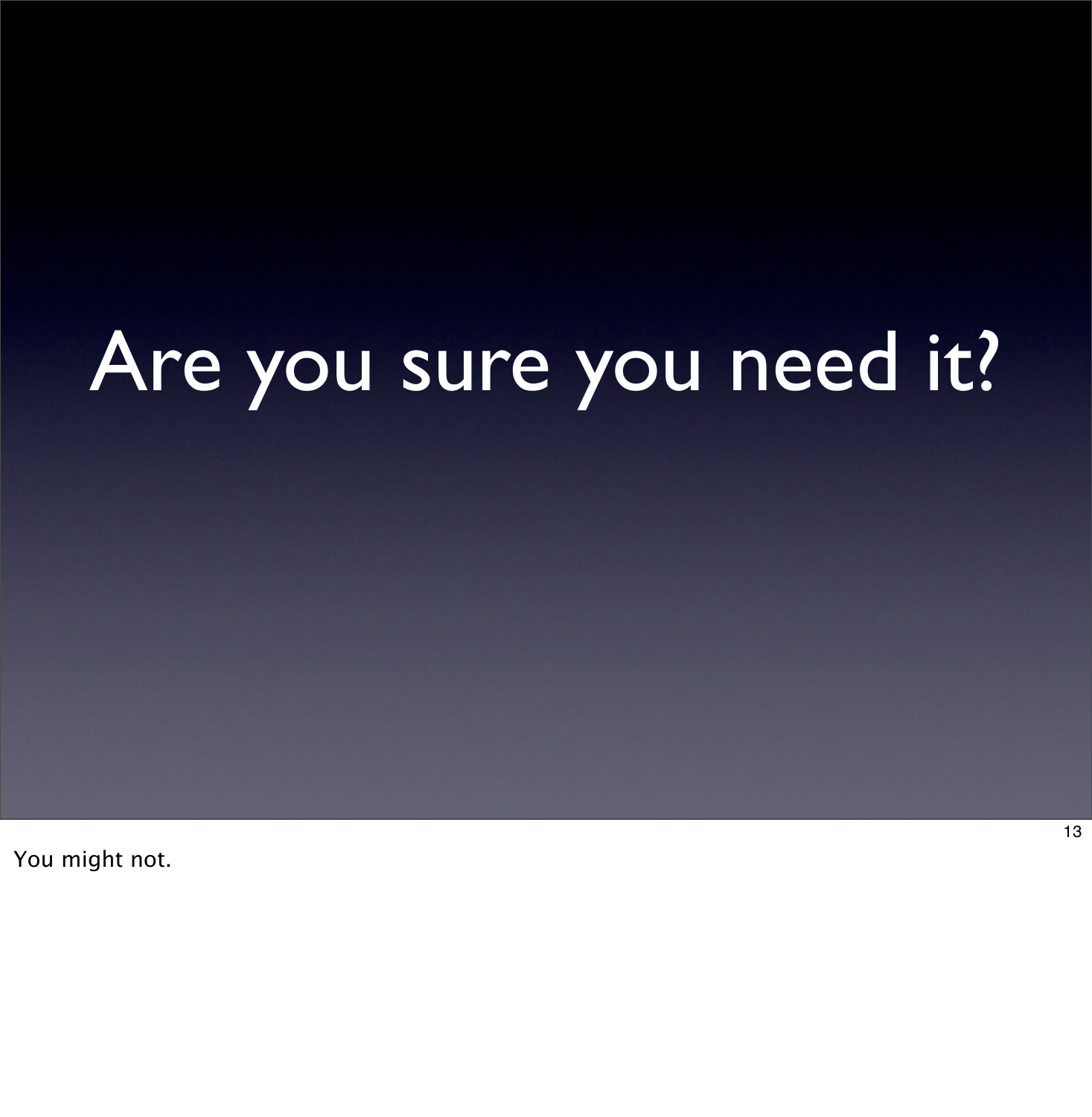# Are you sure you need it?

You might not.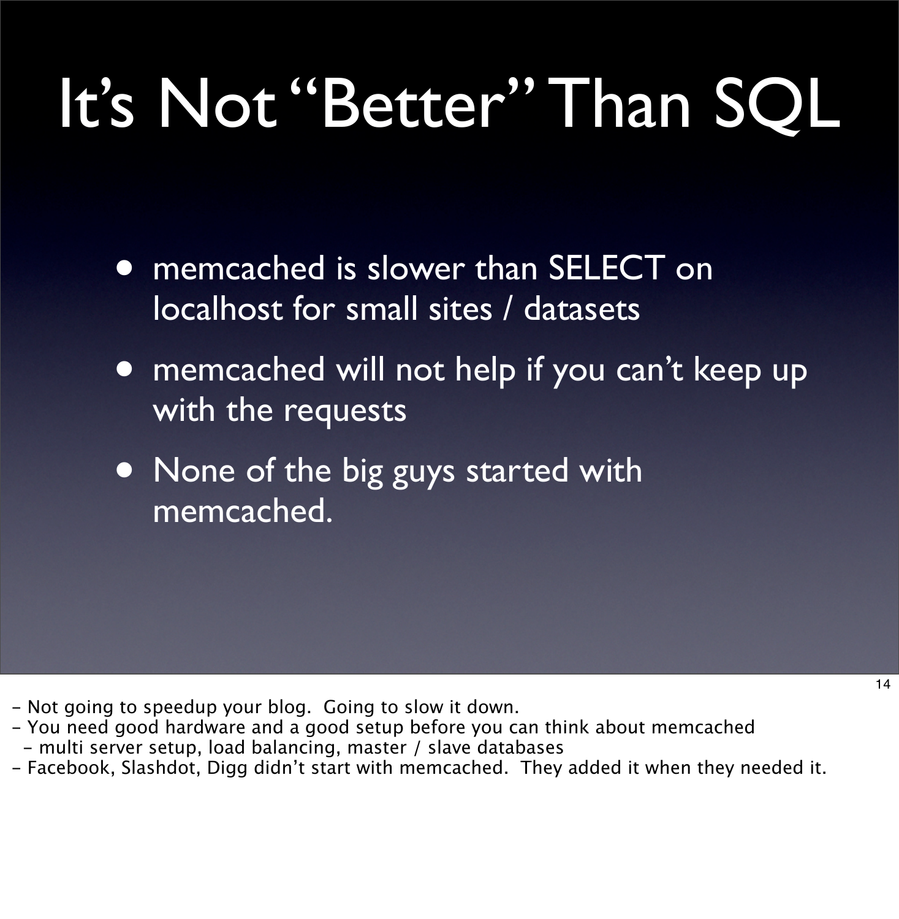# It's Not "Better" Than SQL

- memcached is slower than SELECT on localhost for small sites / datasets
- memcached will not help if you can't keep up with the requests
- None of the big guys started with memcached.

- Not going to speedup your blog.  Going to slow it down.
- You need good hardware and a good setup before you can think about memcached
  - multi server setup, load balancing, master / slave databases
- Facebook, Slashdot, Digg didn't start with memcached.  They added it when they needed it.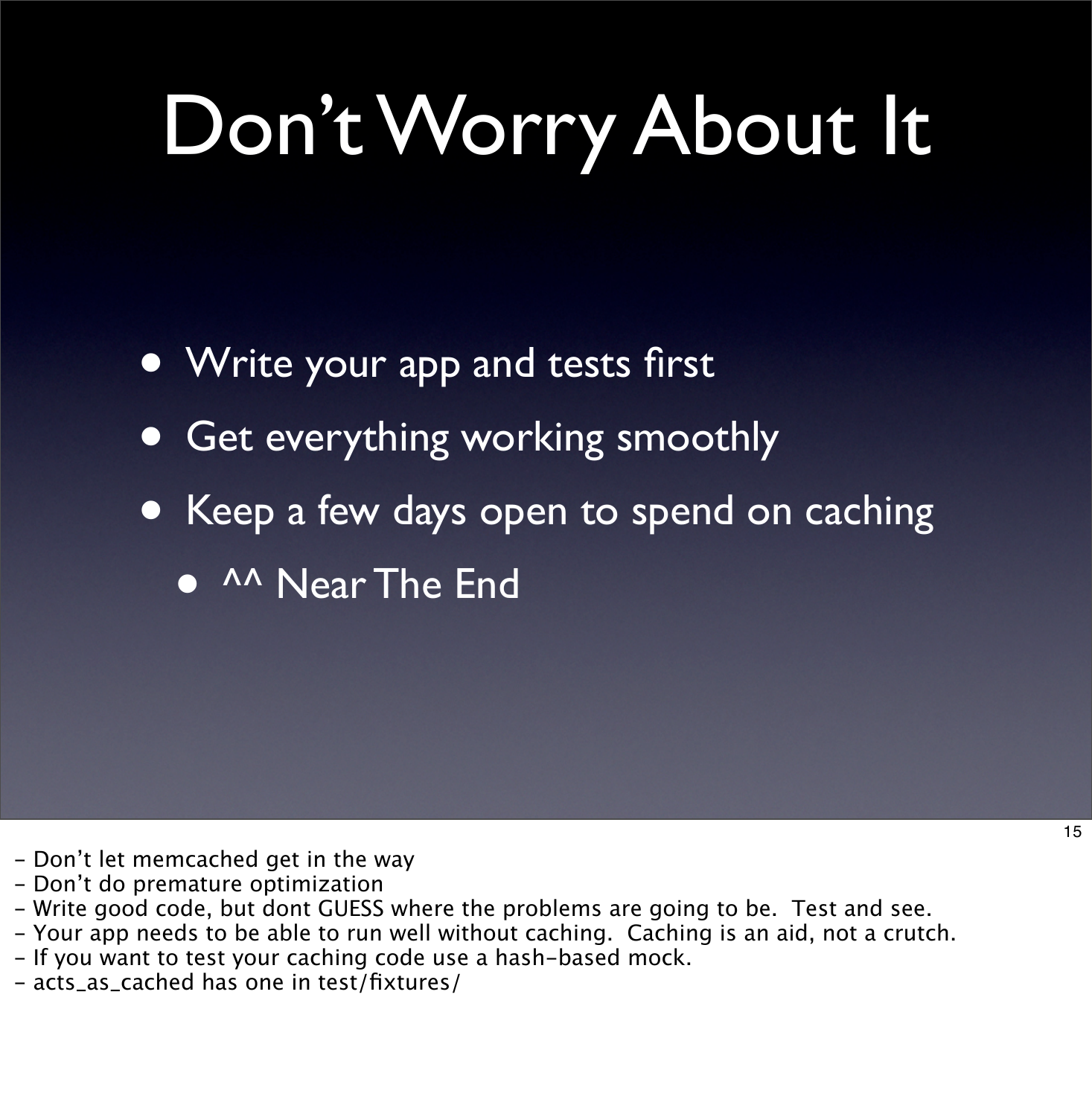# Don’t Worry About It

- Write your app and tests first
- Get everything working smoothly
- Keep a few days open to spend on caching
  - ^^ Near The End

- Don’t let memcached get in the way
- Don’t do premature optimization
- Write good code, but dont GUESS where the problems are going to be.  Test and see.
- Your app needs to be able to run well without caching.  Caching is an aid, not a crutch.
- If you want to test your caching code use a hash-based mock.
- acts_as_cached has one in test/fixtures/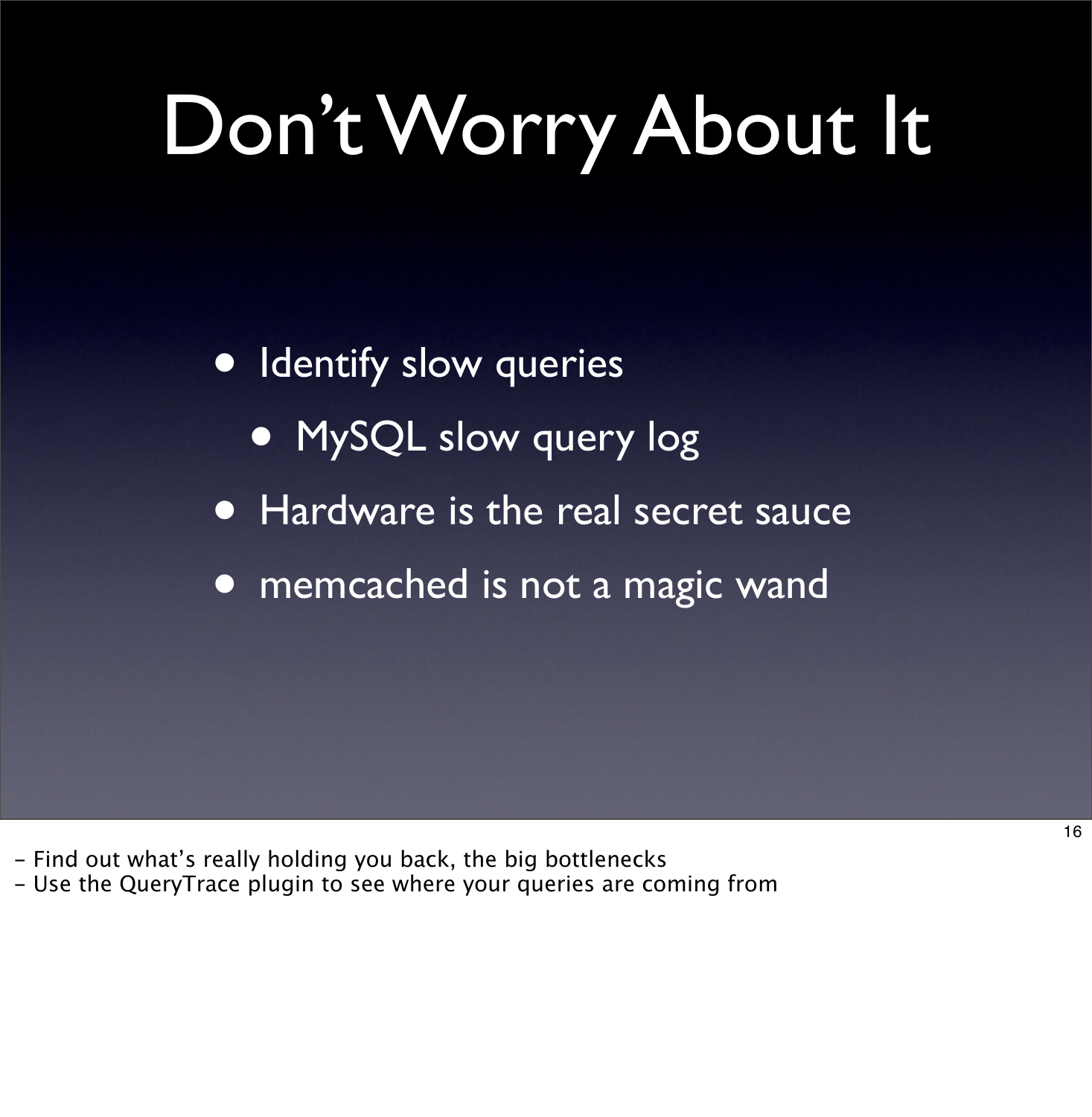# Don't Worry About It

- Identify slow queries
  - MySQL slow query log
- Hardware is the real secret sauce
- memcached is not a magic wand

- Find out what's really holding you back, the big bottlenecks
- Use the QueryTrace plugin to see where your queries are coming from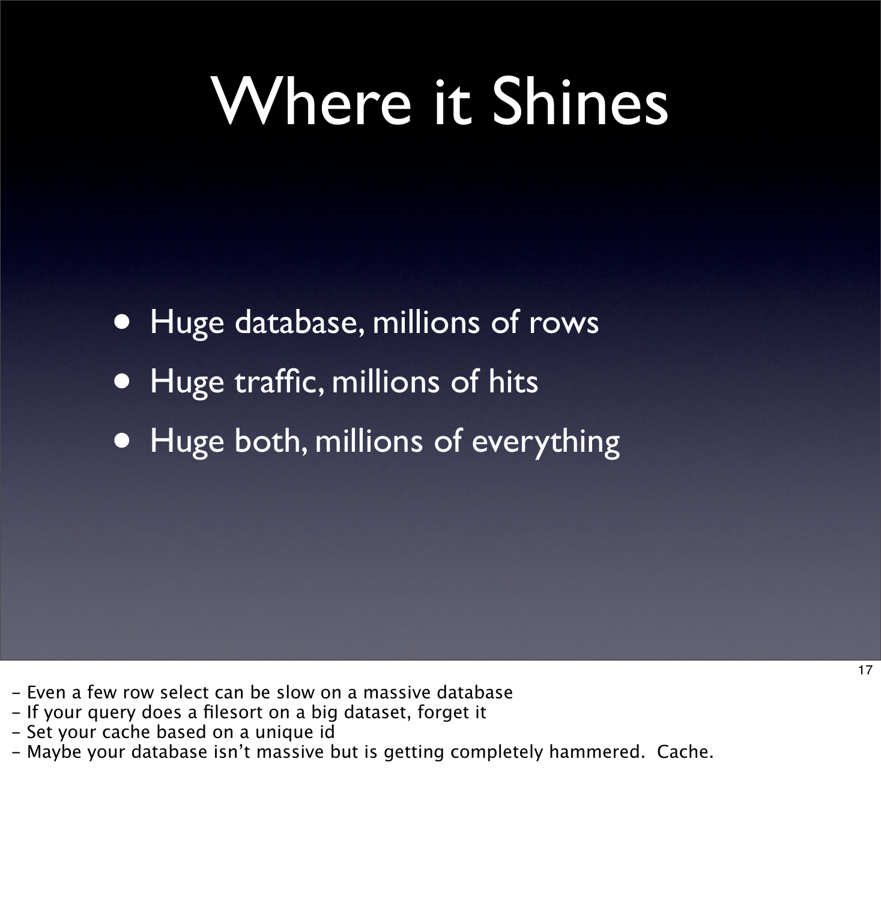# Where it Shines

- Huge database, millions of rows
- Huge traffic, millions of hits
- Huge both, millions of everything

- Even a few row select can be slow on a massive database
- If your query does a filesort on a big dataset, forget it
- Set your cache based on a unique id
- Maybe your database isn’t massive but is getting completely hammered. Cache.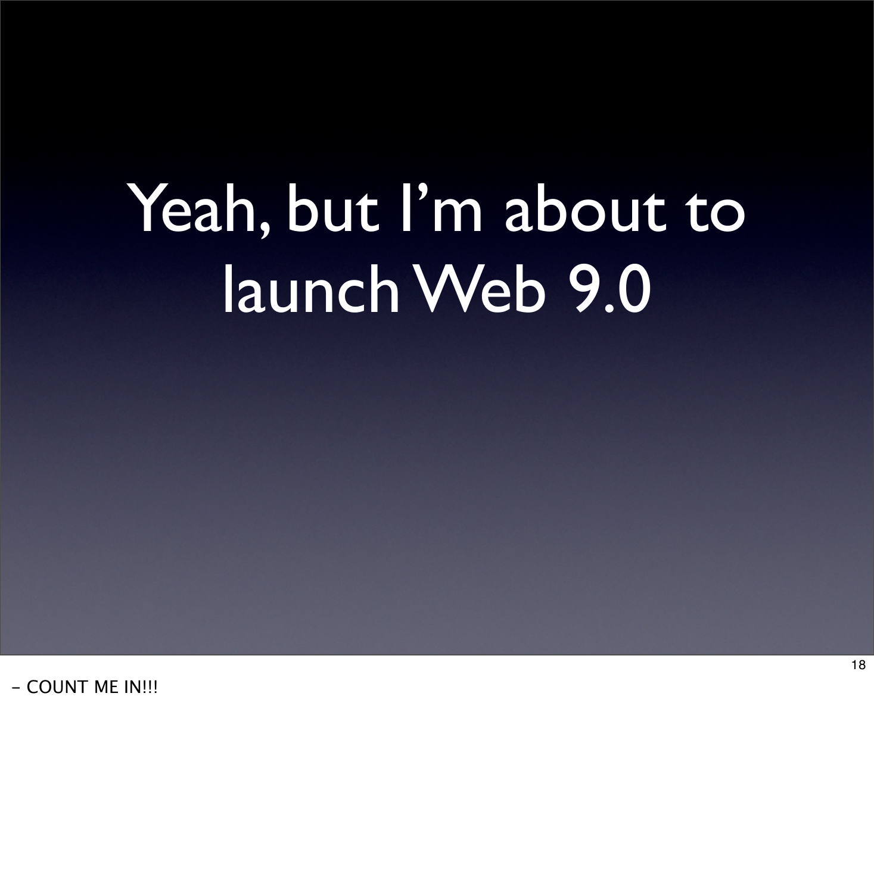# Yeah, but I'm about to launch Web 9.0

- COUNT ME IN!!!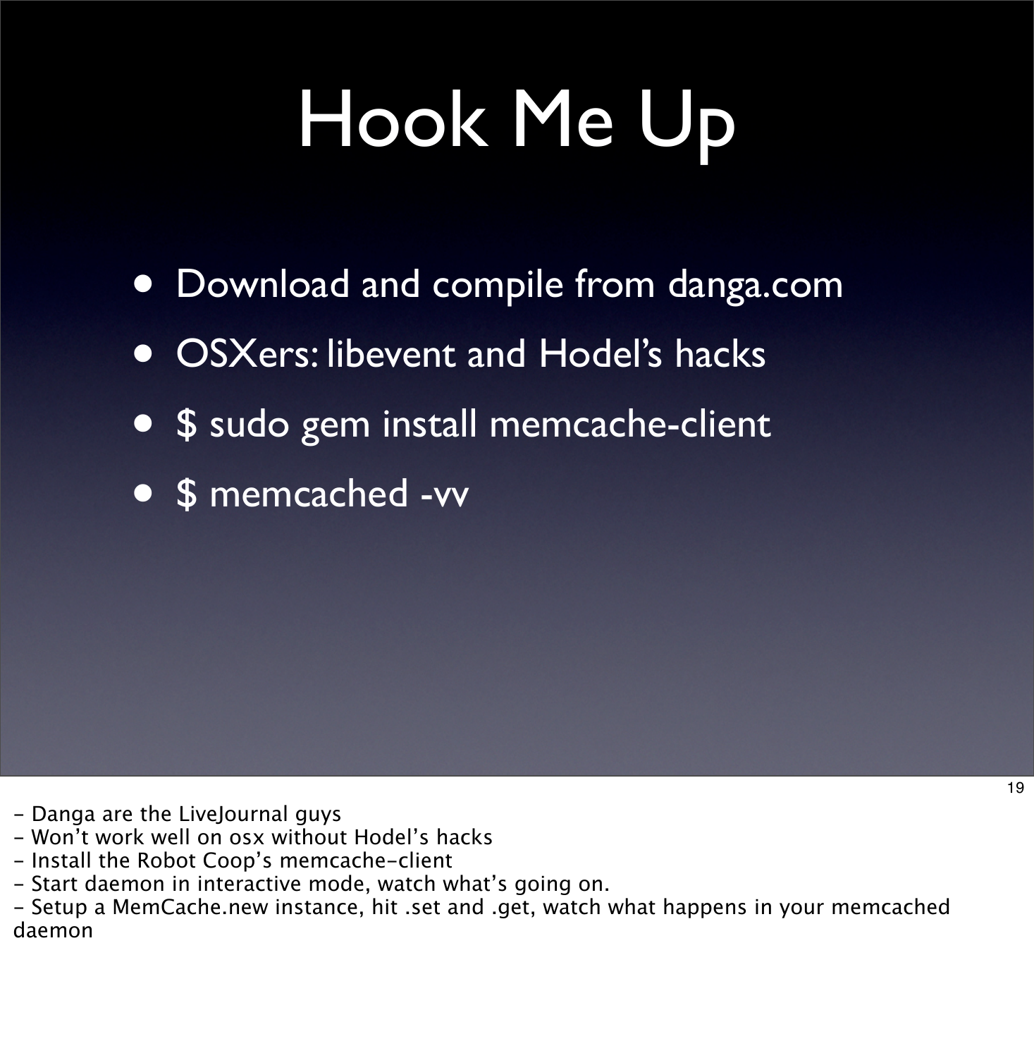# Hook Me Up

- Download and compile from danga.com
- OSXers: libevent and Hodel's hacks
- $ sudo gem install memcache-client
- $ memcached -vv

- Danga are the LiveJournal guys
- Won't work well on osx without Hodel's hacks
- Install the Robot Coop's memcache-client
- Start daemon in interactive mode, watch what's going on.
- Setup a MemCache.new instance, hit .set and .get, watch what happens in your memcached daemon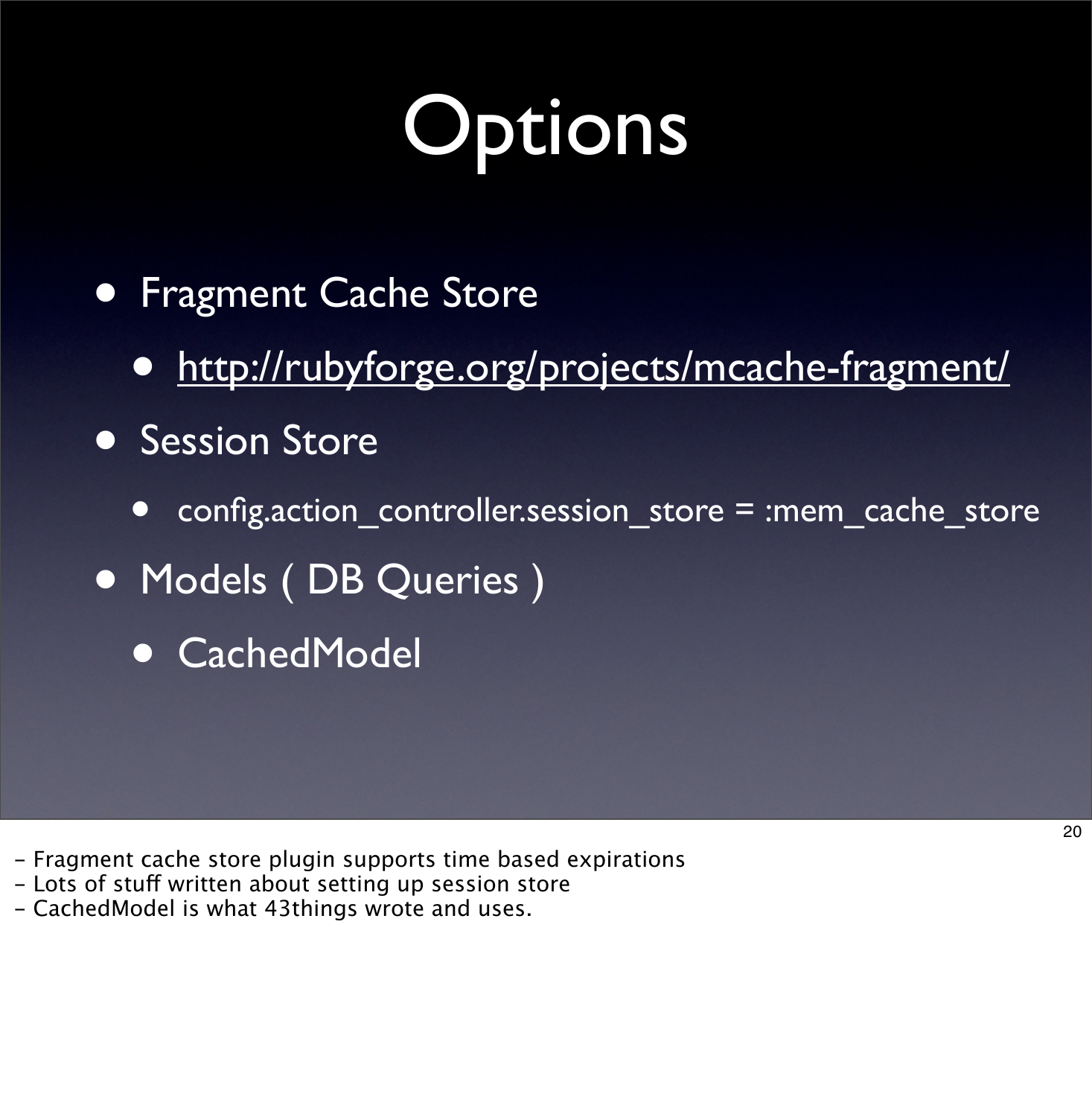# Options

- Fragment Cache Store
  - http://rubyforge.org/projects/mcache-fragment/
- Session Store
  - config.action_controller.session_store = :mem_cache_store
- Models ( DB Queries )
  - CachedModel

- Fragment cache store plugin supports time based expirations
- Lots of stuff written about setting up session store
- CachedModel is what 43things wrote and uses.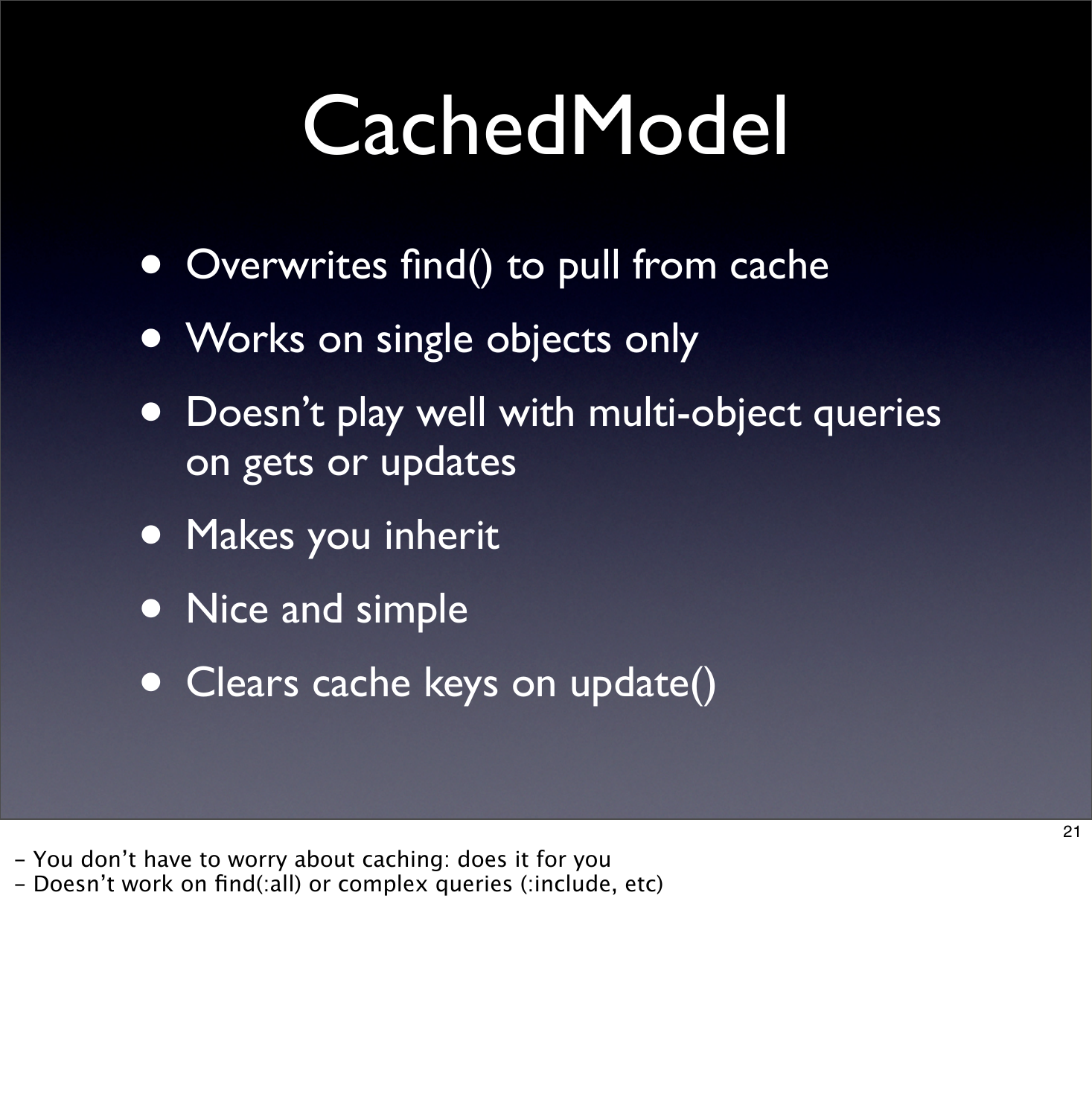# CachedModel

- Overwrites find() to pull from cache
- Works on single objects only
- Doesn't play well with multi-object queries on gets or updates
- Makes you inherit
- Nice and simple
- Clears cache keys on update()

- You don't have to worry about caching: does it for you
- Doesn't work on find(:all) or complex queries (:include, etc)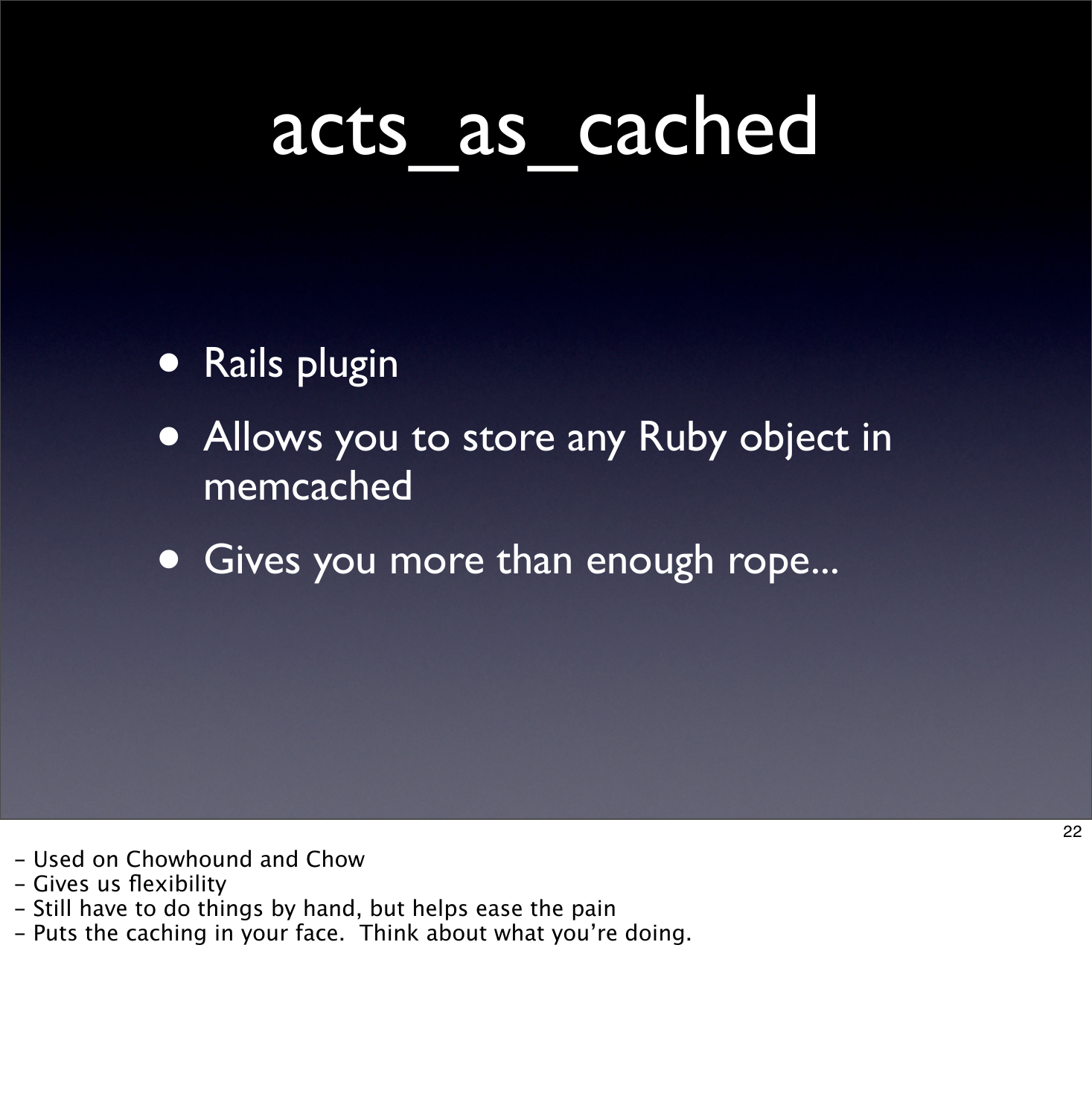# acts_as_cached

- Rails plugin
- Allows you to store any Ruby object in memcached
- Gives you more than enough rope...

- Used on Chowhound and Chow
- Gives us flexibility
- Still have to do things by hand, but helps ease the pain
- Puts the caching in your face. Think about what you're doing.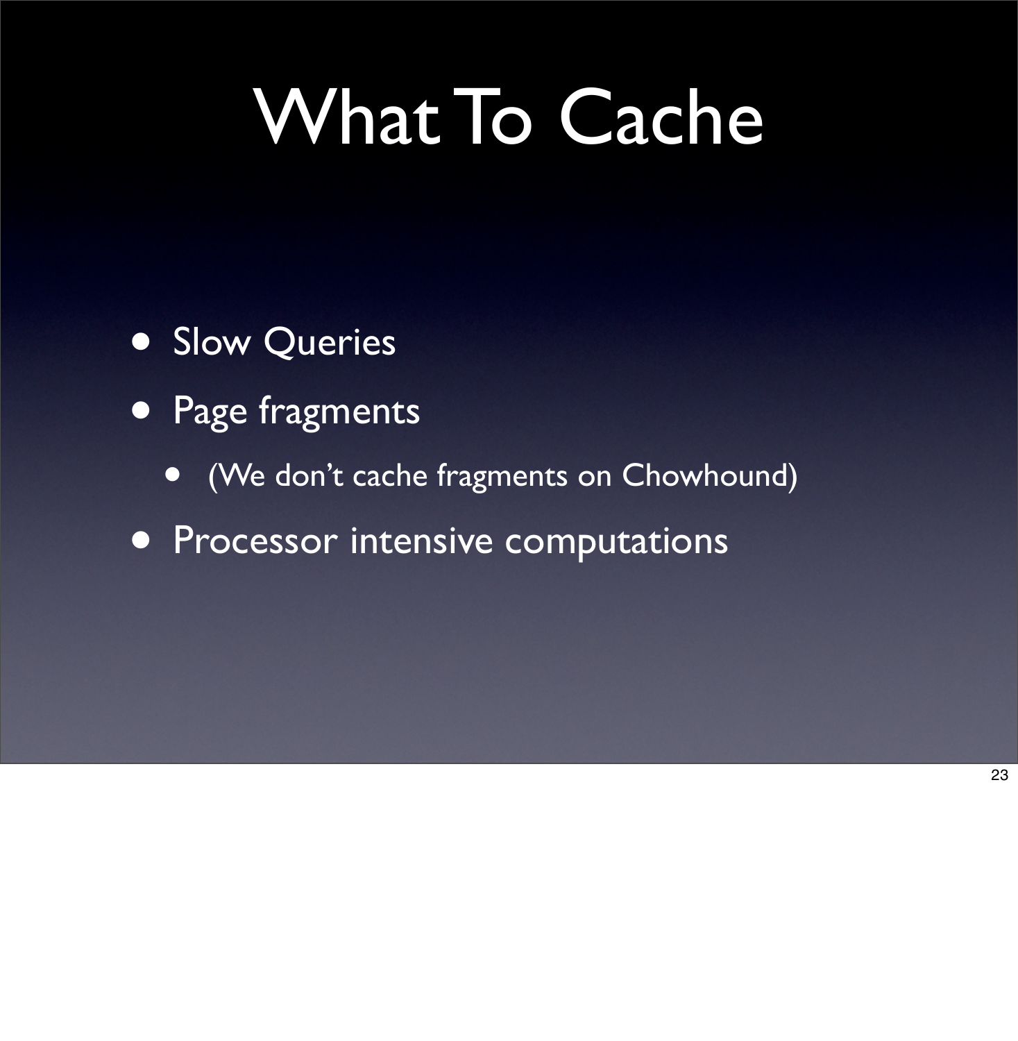# What To Cache

- Slow Queries
- Page fragments
  - (We don’t cache fragments on Chowhound)
- Processor intensive computations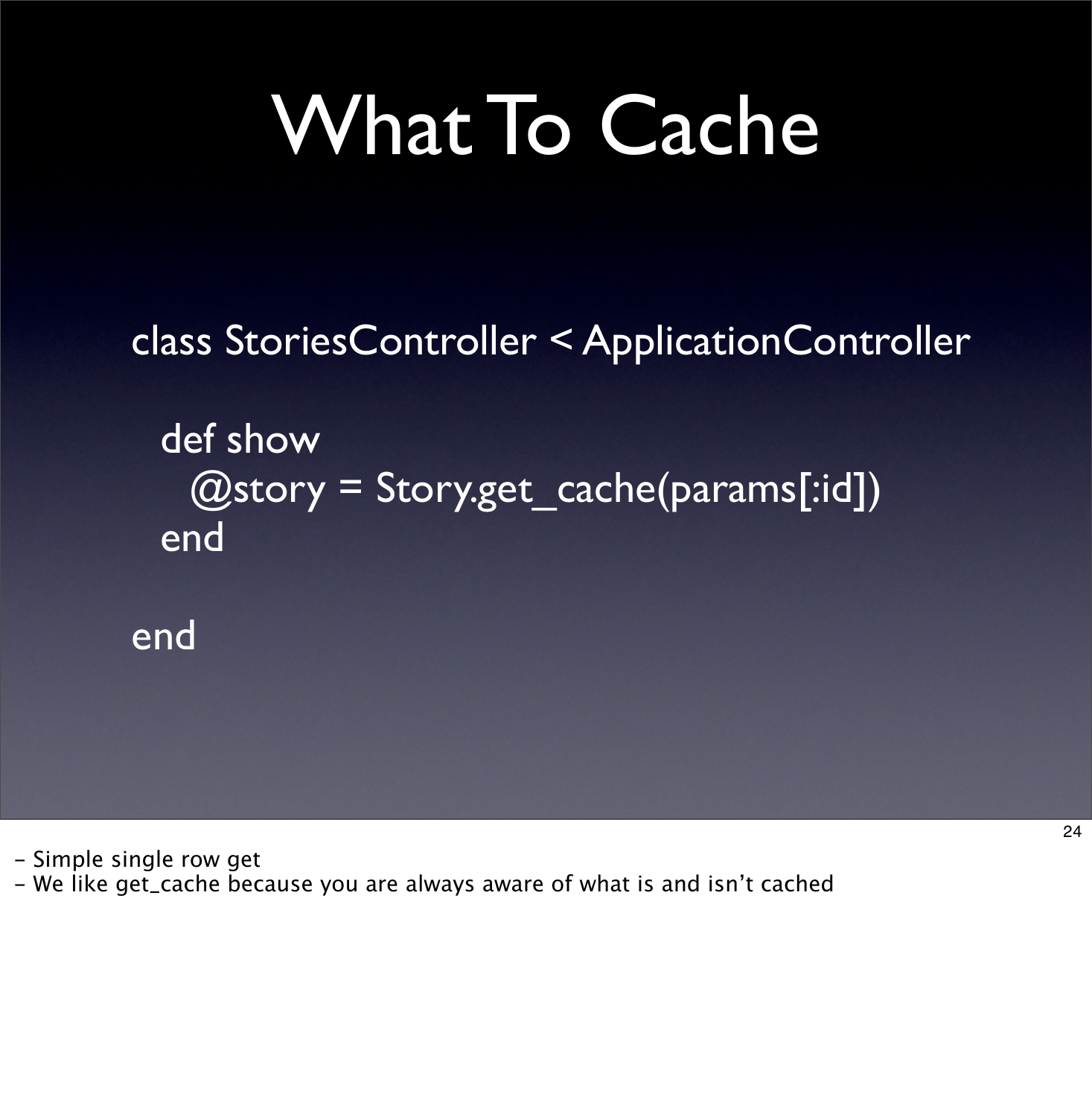# What To Cache

```
class StoriesController < ApplicationController

  def show
    @story = Story.get_cache(params[:id])
  end

end
```

- Simple single row get
- We like get_cache because you are always aware of what is and isn't cached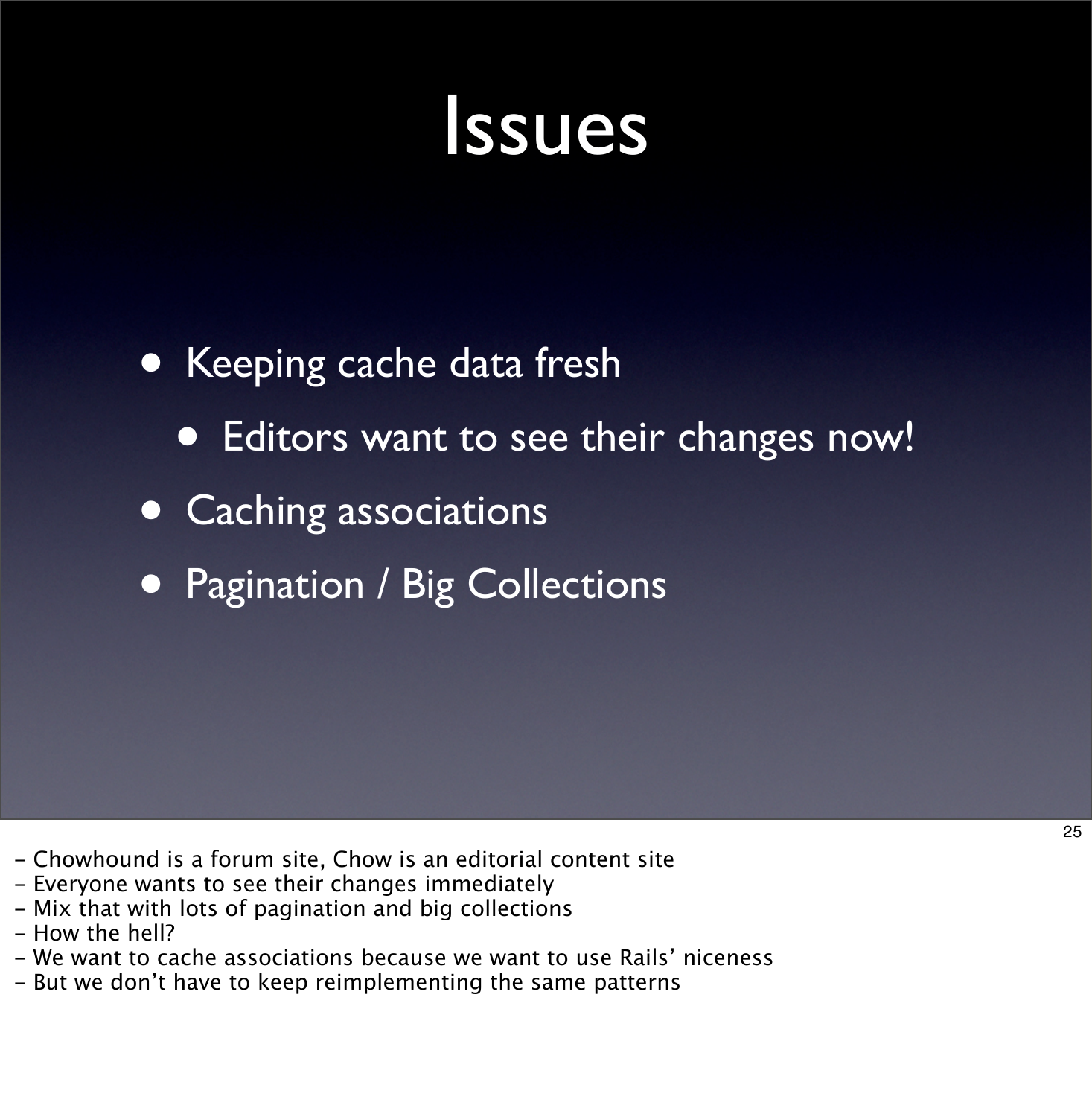# Issues

- Keeping cache data fresh
  - Editors want to see their changes now!
- Caching associations
- Pagination / Big Collections

- Chowhound is a forum site, Chow is an editorial content site
- Everyone wants to see their changes immediately
- Mix that with lots of pagination and big collections
- How the hell?
- We want to cache associations because we want to use Rails' niceness
- But we don't have to keep reimplementing the same patterns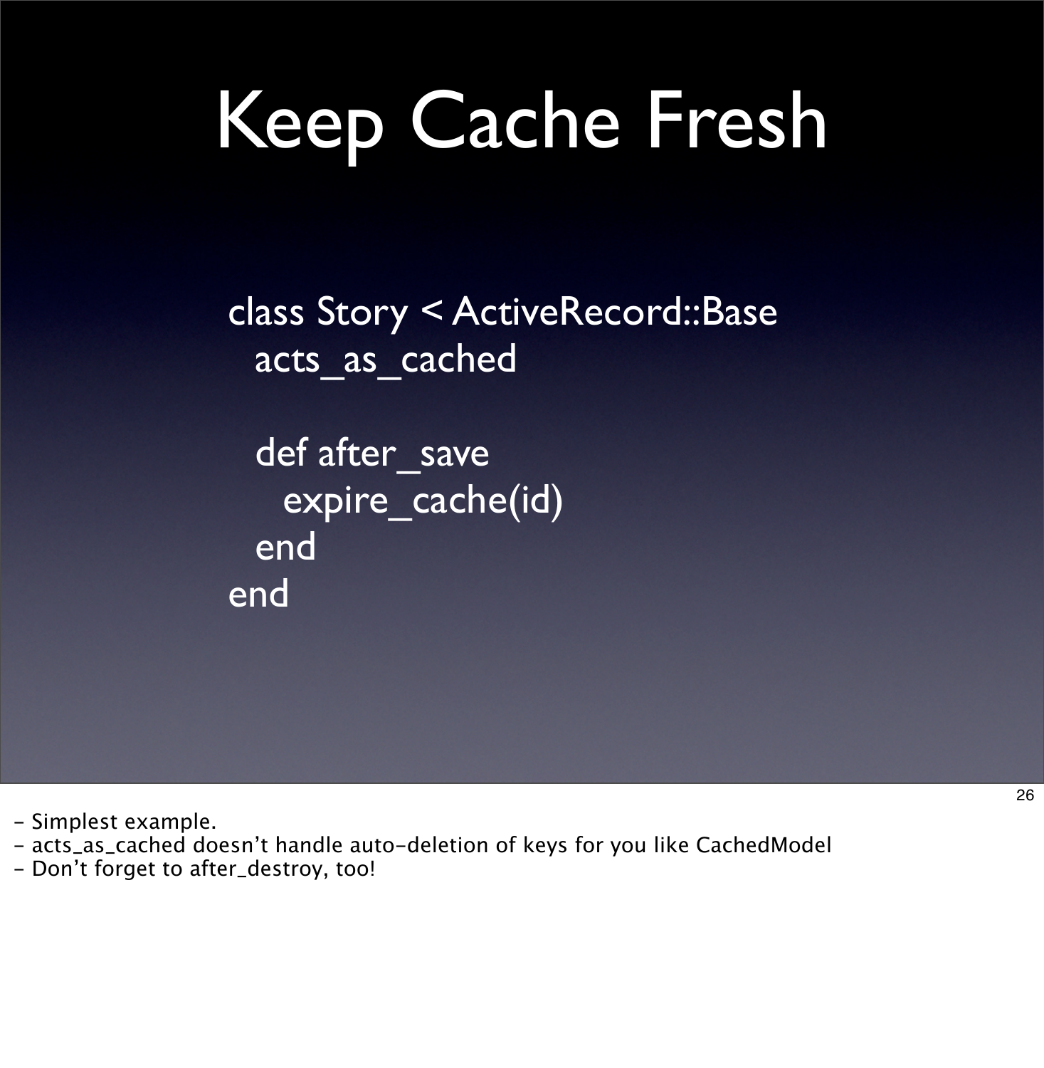# Keep Cache Fresh

```
class Story < ActiveRecord::Base
  acts_as_cached

  def after_save
    expire_cache(id)
  end
end
```

- Simplest example.
- acts_as_cached doesn't handle auto-deletion of keys for you like CachedModel
- Don't forget to after_destroy, too!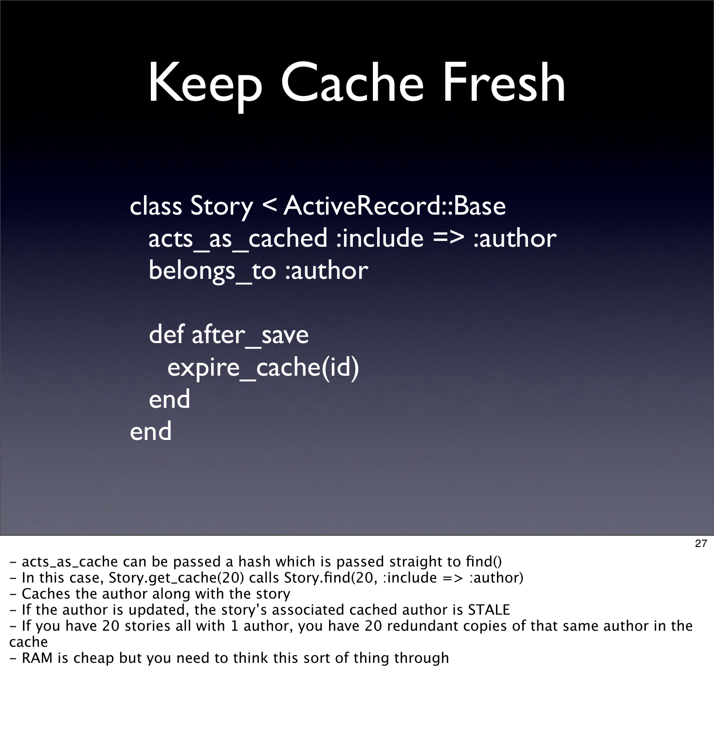# Keep Cache Fresh

```
class Story < ActiveRecord::Base
  acts_as_cached :include => :author
  belongs_to :author

  def after_save
    expire_cache(id)
  end
end
```

- acts_as_cache can be passed a hash which is passed straight to find()
- In this case, Story.get_cache(20) calls Story.find(20, :include => :author)
- Caches the author along with the story
- If the author is updated, the story's associated cached author is STALE
- If you have 20 stories all with 1 author, you have 20 redundant copies of that same author in the cache
- RAM is cheap but you need to think this sort of thing through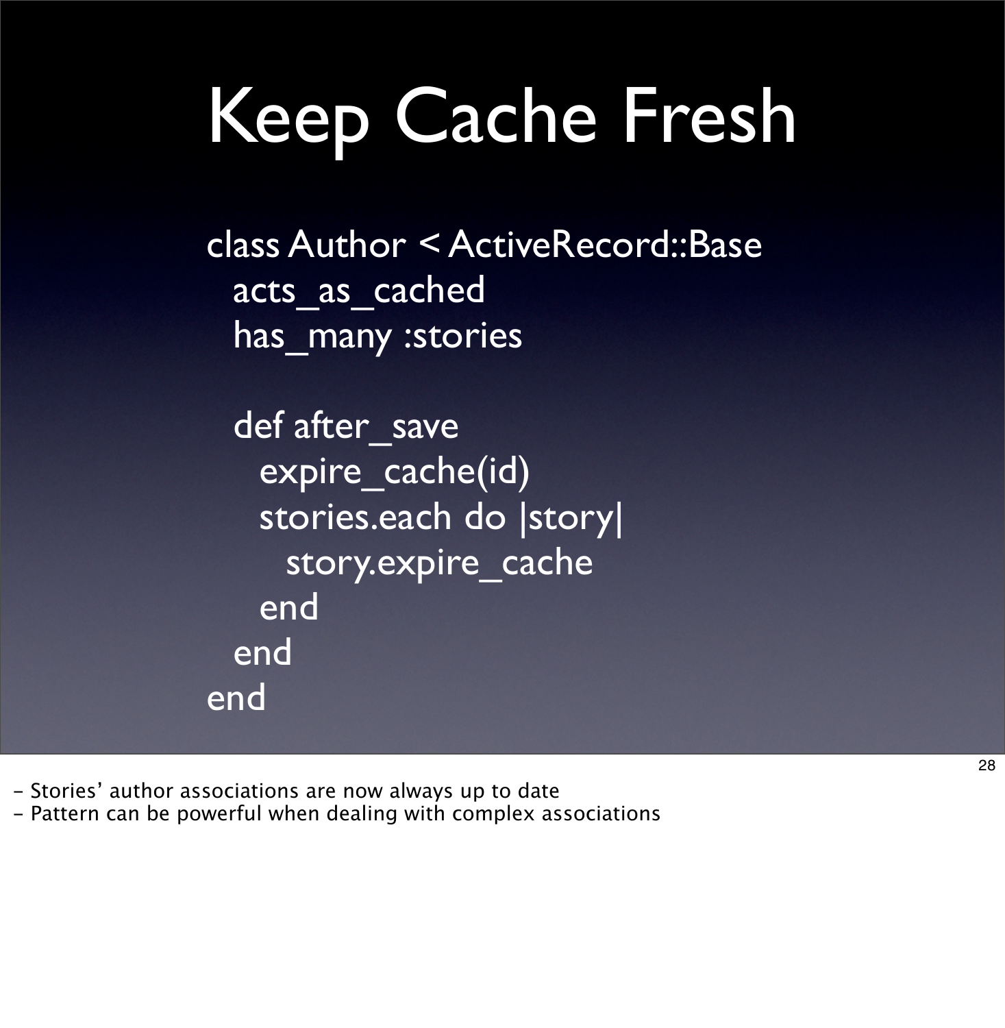# Keep Cache Fresh

```
class Author < ActiveRecord::Base
  acts_as_cached
  has_many :stories

  def after_save
    expire_cache(id)
    stories.each do |story|
      story.expire_cache
    end
  end
end
```

- Stories' author associations are now always up to date
- Pattern can be powerful when dealing with complex associations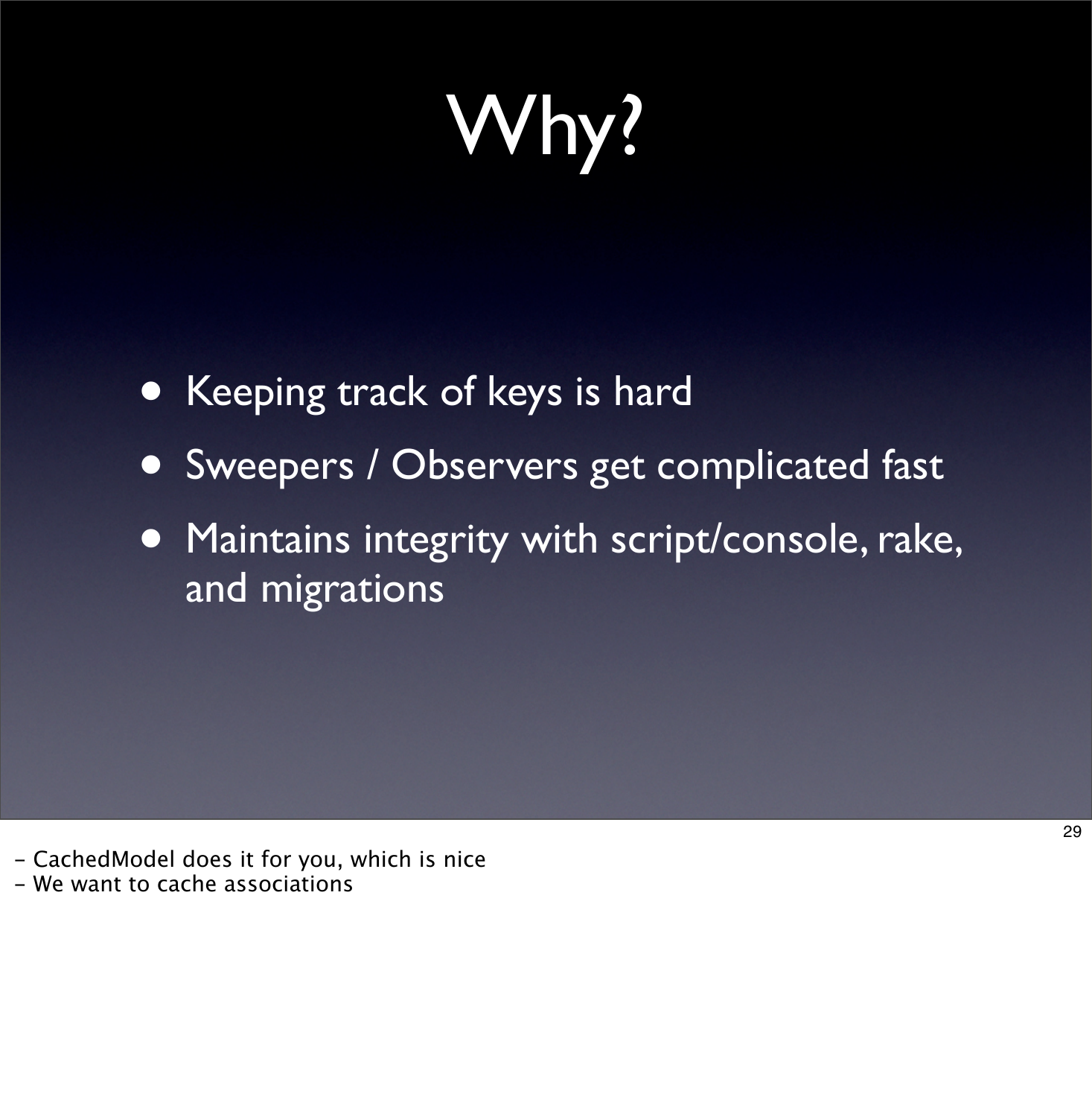# Why?

- Keeping track of keys is hard
- Sweepers / Observers get complicated fast
- Maintains integrity with script/console, rake, and migrations

- CachedModel does it for you, which is nice
- We want to cache associations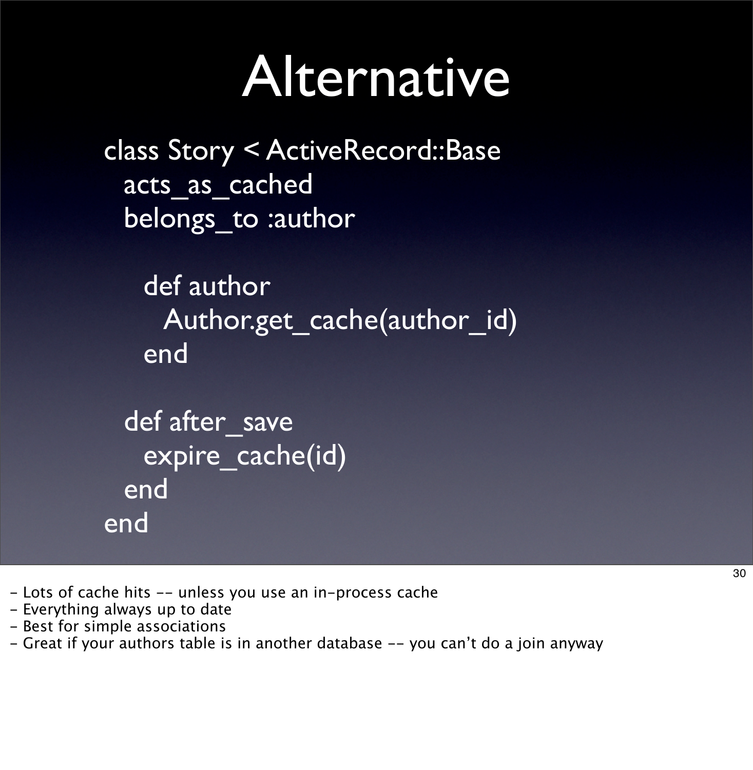# Alternative

```ruby
class Story < ActiveRecord::Base
  acts_as_cached
  belongs_to :author

    def author
      Author.get_cache(author_id)
    end

  def after_save
    expire_cache(id)
  end
end
```

- Lots of cache hits -- unless you use an in-process cache
- Everything always up to date
- Best for simple associations
- Great if your authors table is in another database -- you can't do a join anyway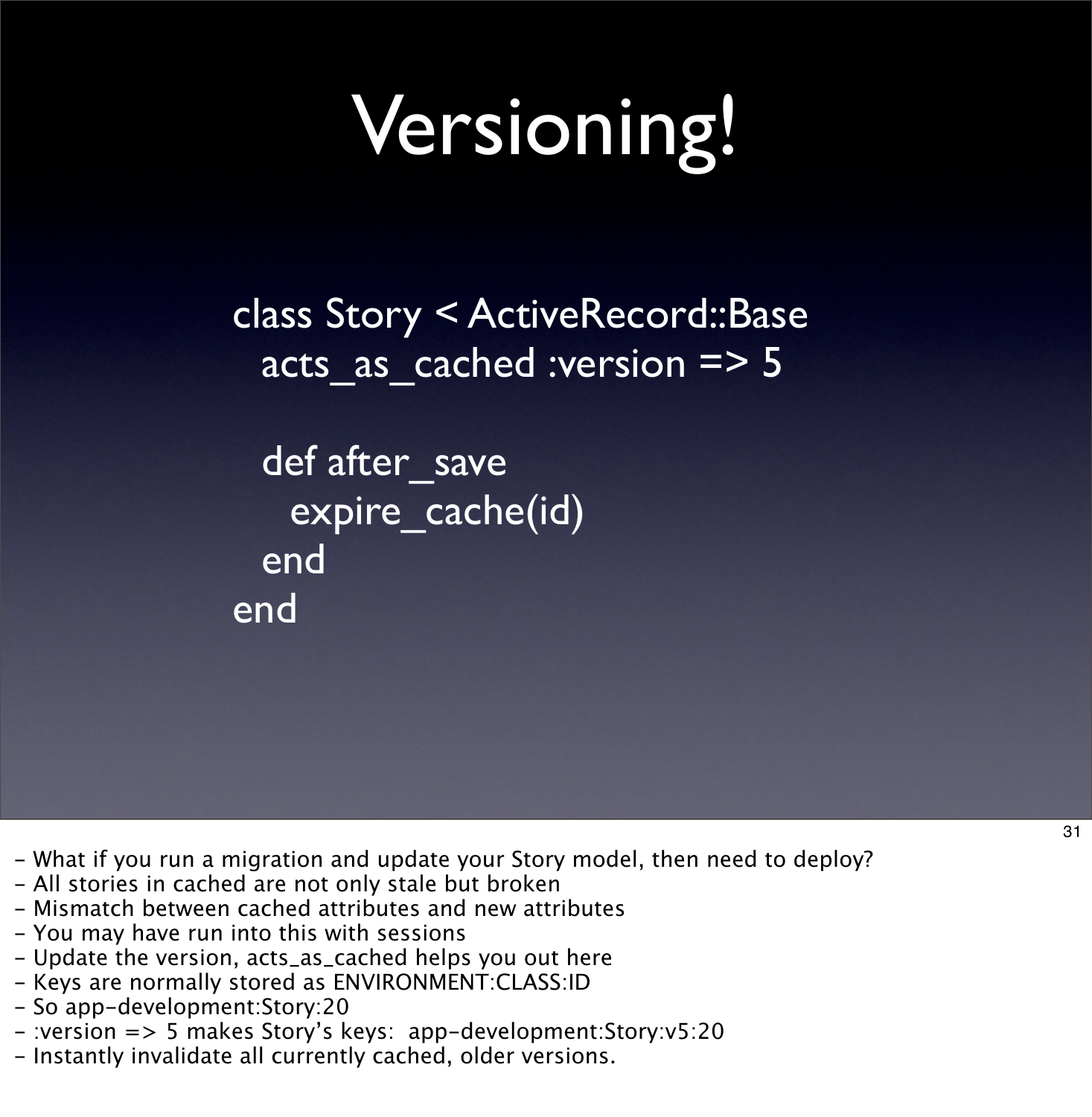# Versioning!

```ruby
class Story < ActiveRecord::Base
  acts_as_cached :version => 5

  def after_save
    expire_cache(id)
  end
end
```

- What if you run a migration and update your Story model, then need to deploy?
- All stories in cached are not only stale but broken
- Mismatch between cached attributes and new attributes
- You may have run into this with sessions
- Update the version, acts_as_cached helps you out here
- Keys are normally stored as ENVIRONMENT:CLASS:ID
- So app-development:Story:20
- :version => 5 makes Story's keys:  app-development:Story:v5:20
- Instantly invalidate all currently cached, older versions.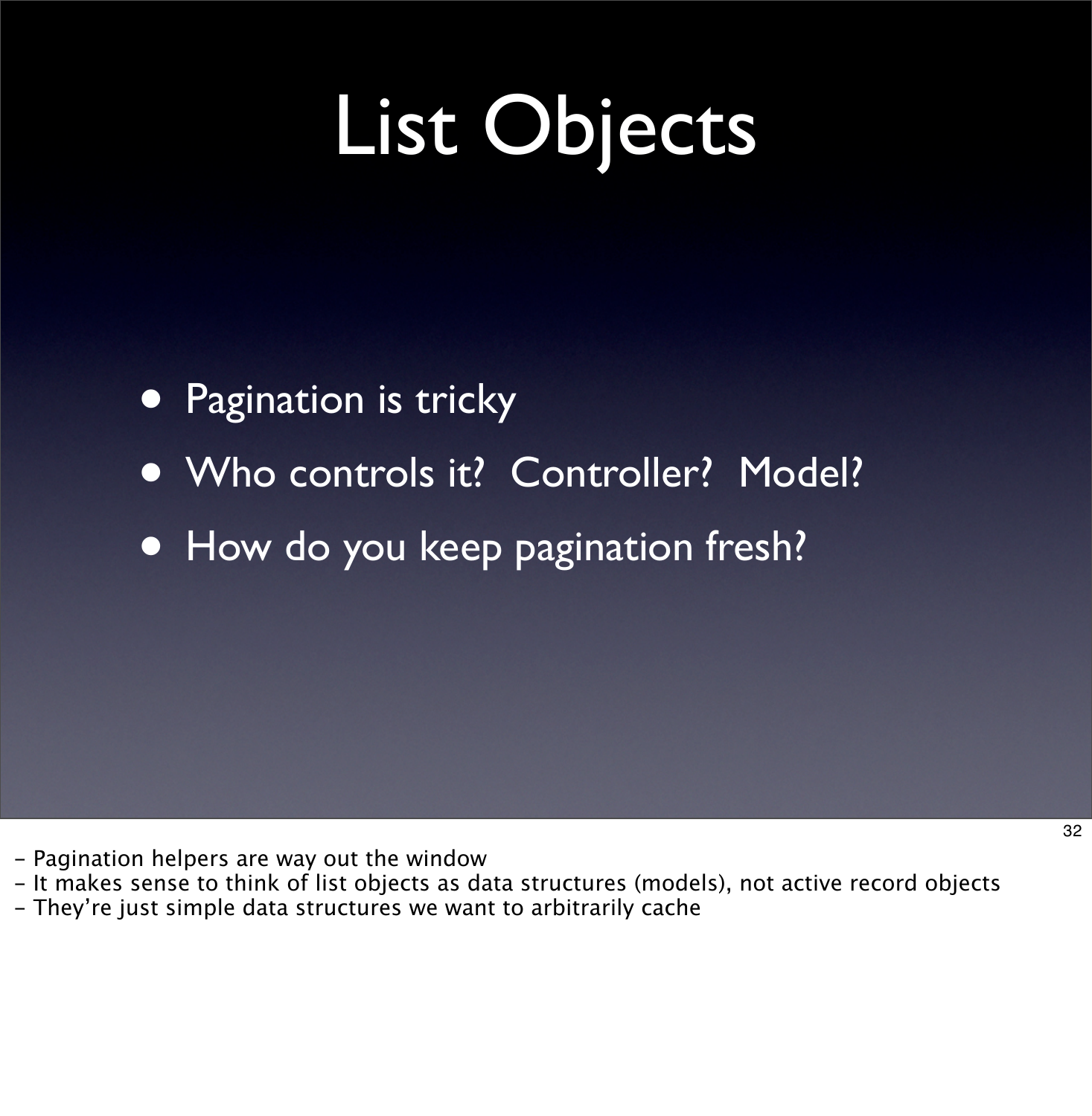# List Objects

- Pagination is tricky
- Who controls it? Controller? Model?
- How do you keep pagination fresh?

- Pagination helpers are way out the window
- It makes sense to think of list objects as data structures (models), not active record objects
- They're just simple data structures we want to arbitrarily cache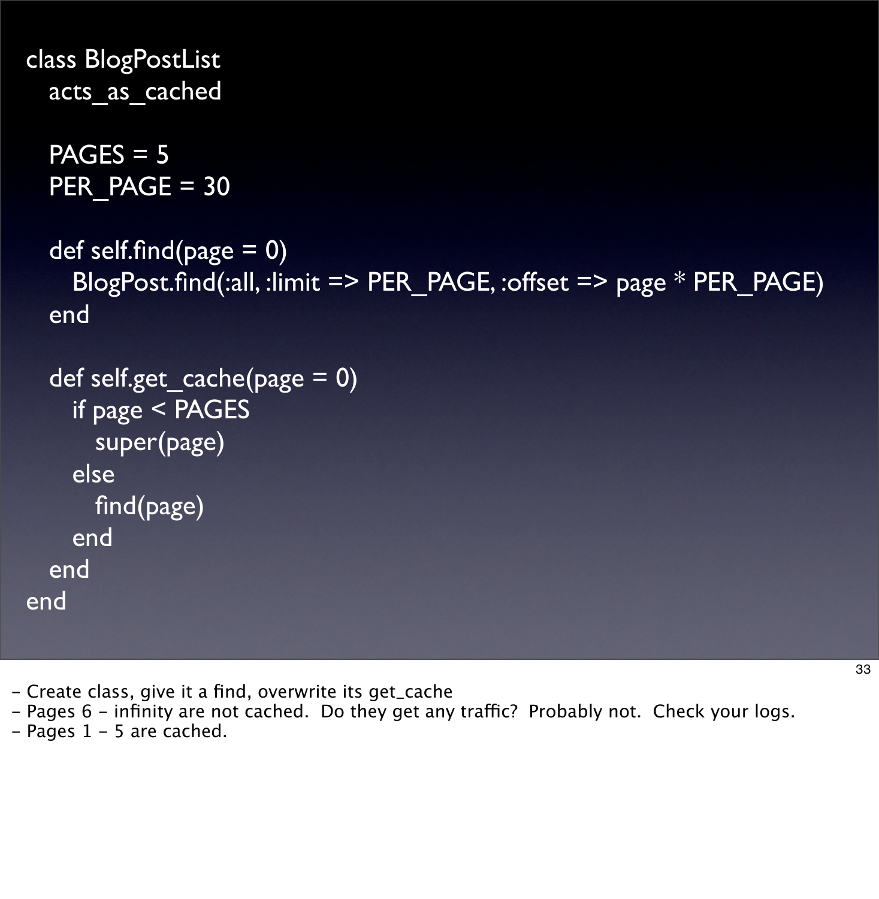```ruby
class BlogPostList
  acts_as_cached

  PAGES = 5
  PER_PAGE = 30

  def self.find(page = 0)
    BlogPost.find(:all, :limit => PER_PAGE, :offset => page * PER_PAGE)
  end

  def self.get_cache(page = 0)
    if page < PAGES
      super(page)
    else
      find(page)
    end
  end
end
```

- Create class, give it a find, overwrite its get_cache
- Pages 6 - infinity are not cached. Do they get any traffic? Probably not. Check your logs.
- Pages 1 - 5 are cached.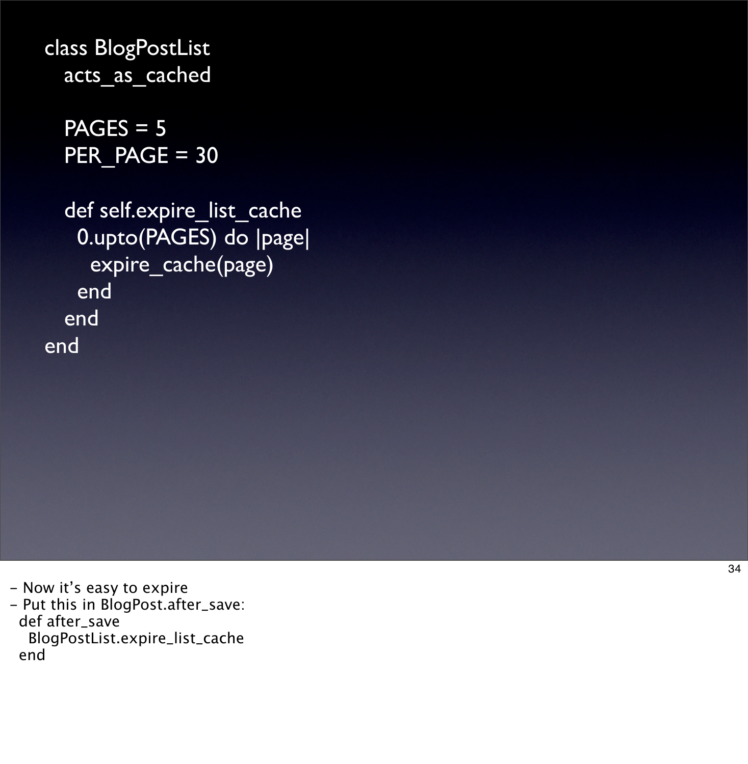```ruby
class BlogPostList
  acts_as_cached

  PAGES = 5
  PER_PAGE = 30

  def self.expire_list_cache
    0.upto(PAGES) do |page|
      expire_cache(page)
    end
  end
end
```

- Now it's easy to expire
- Put this in BlogPost.after_save:

```ruby
def after_save
  BlogPostList.expire_list_cache
end
```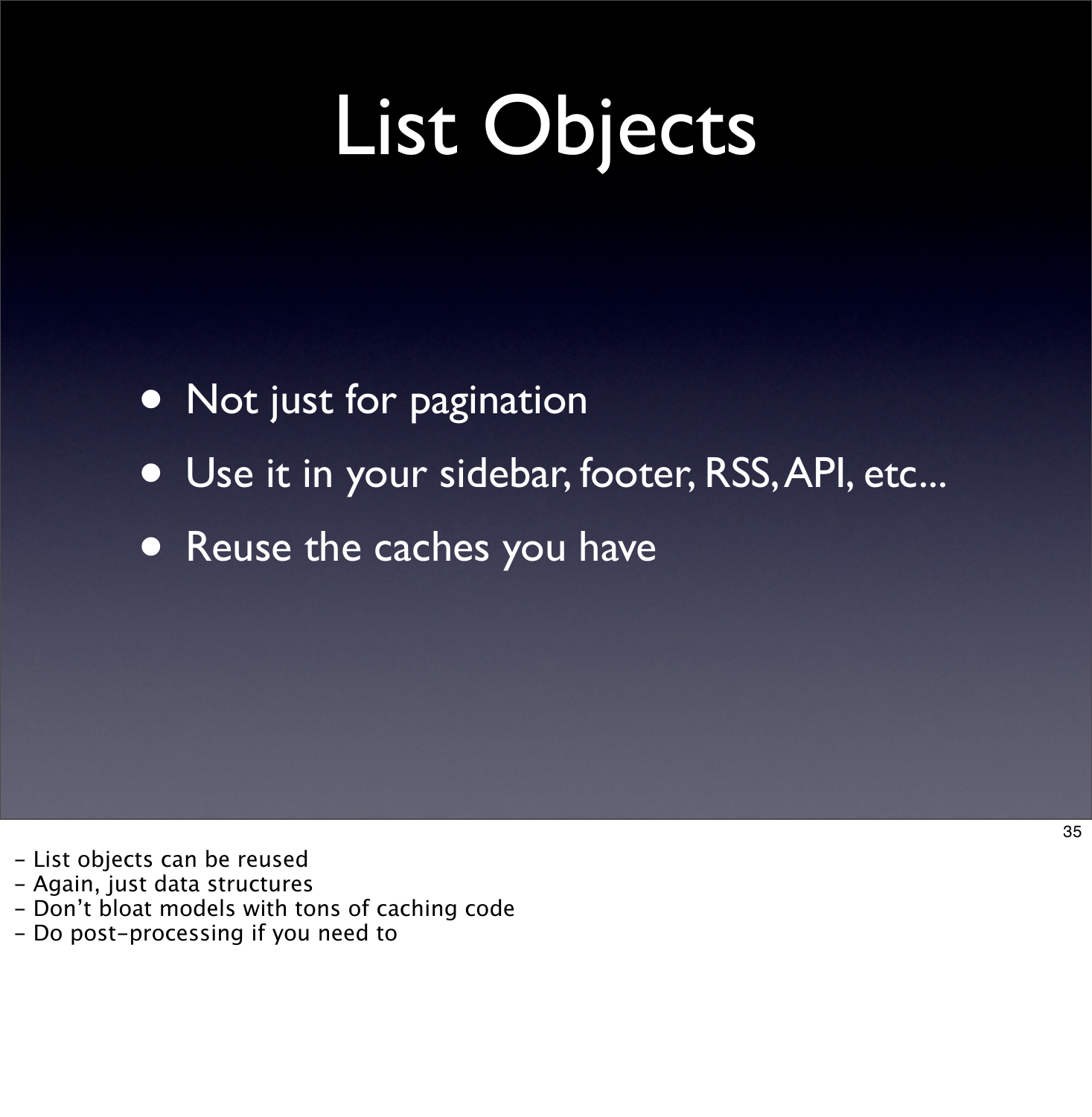# List Objects

- Not just for pagination
- Use it in your sidebar, footer, RSS, API, etc...
- Reuse the caches you have

- List objects can be reused
- Again, just data structures
- Don't bloat models with tons of caching code
- Do post-processing if you need to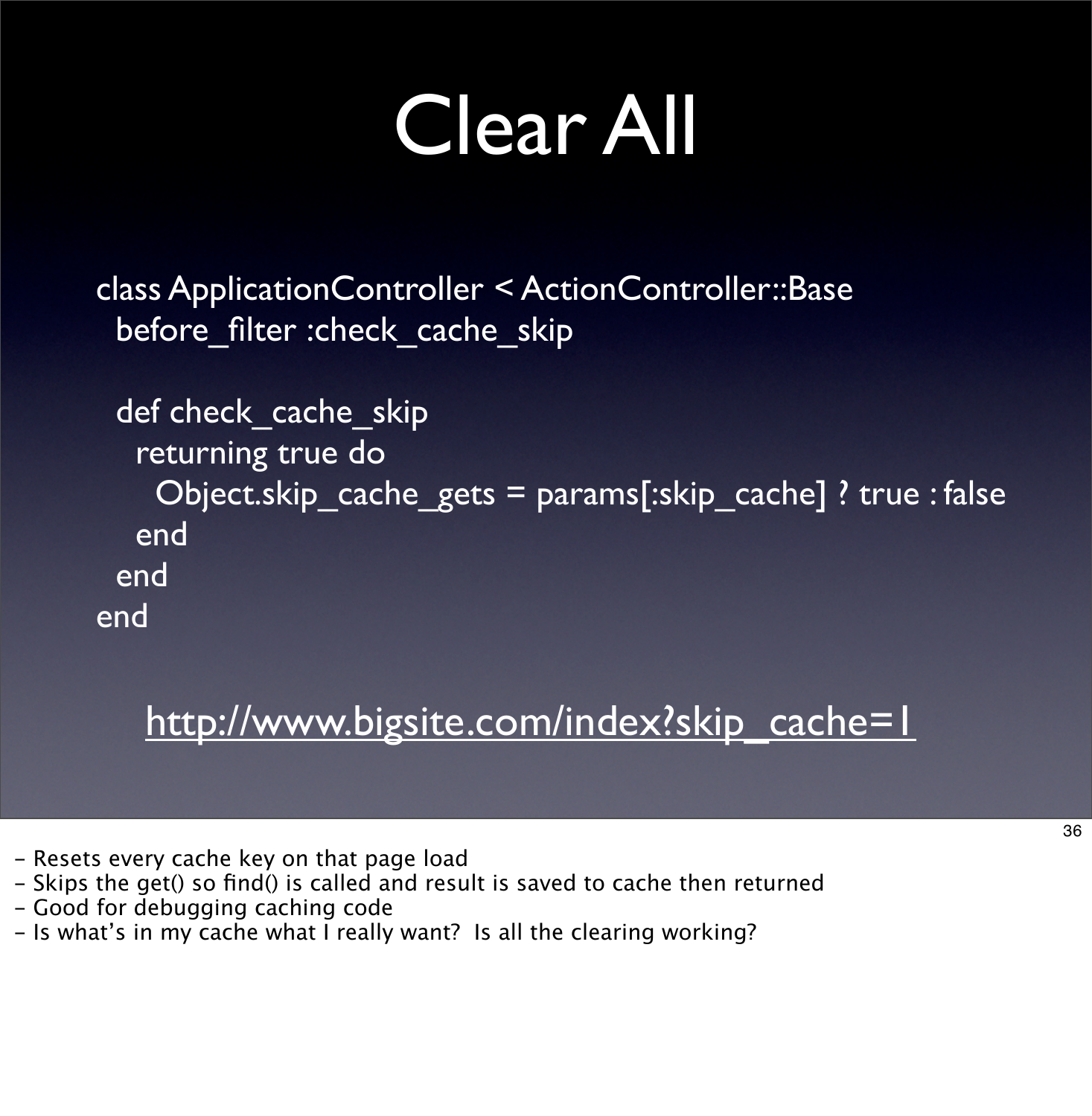# Clear All

```
class ApplicationController < ActionController::Base
  before_filter :check_cache_skip

  def check_cache_skip
    returning true do
      Object.skip_cache_gets = params[:skip_cache] ? true : false
    end
  end
end
```

http://www.bigsite.com/index?skip_cache=1

- Resets every cache key on that page load
- Skips the get() so find() is called and result is saved to cache then returned
- Good for debugging caching code
- Is what's in my cache what I really want?  Is all the clearing working?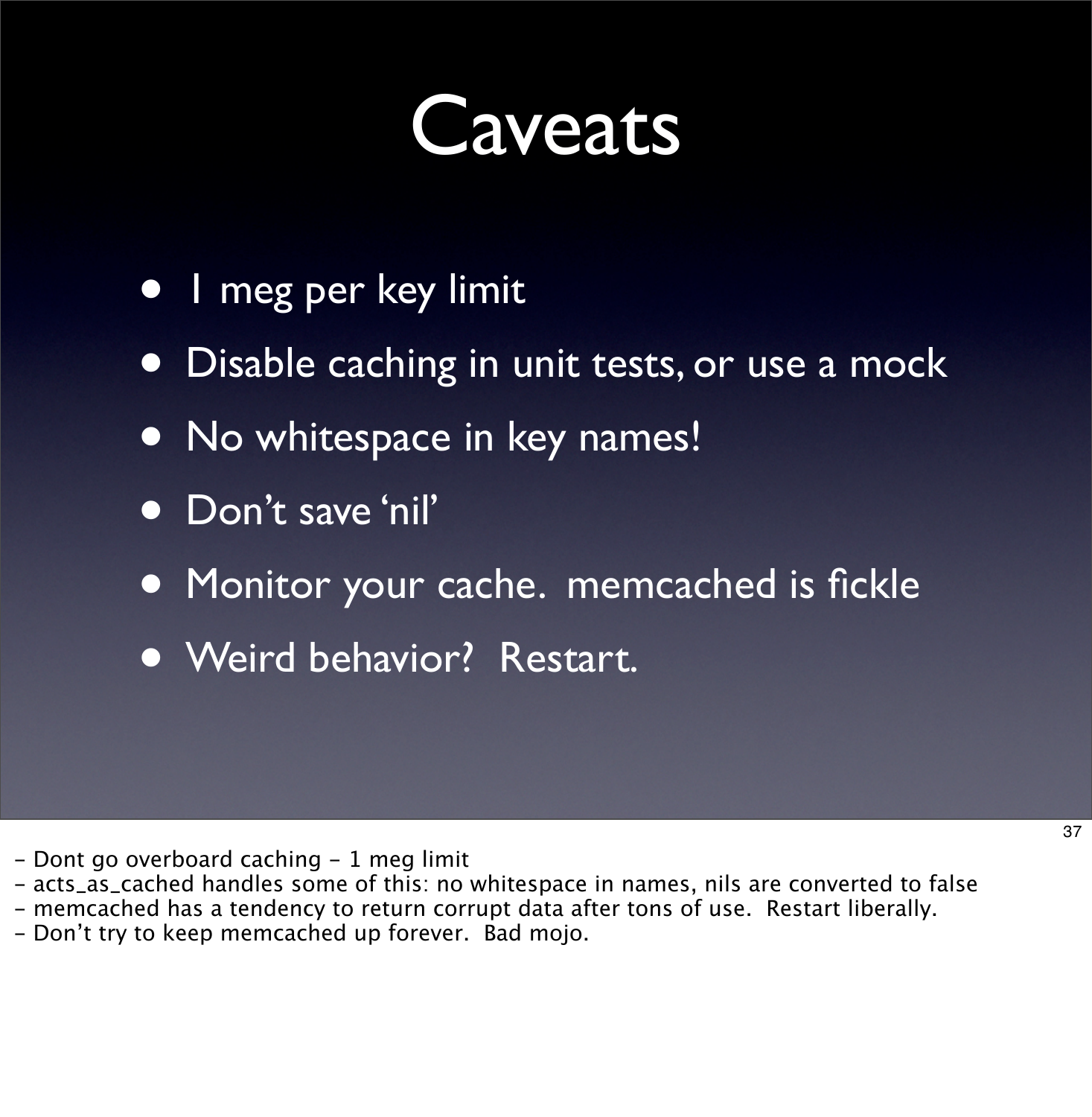# Caveats

- 1 meg per key limit
- Disable caching in unit tests, or use a mock
- No whitespace in key names!
- Don't save 'nil'
- Monitor your cache. memcached is fickle
- Weird behavior? Restart.

- Dont go overboard caching - 1 meg limit
- acts_as_cached handles some of this: no whitespace in names, nils are converted to false
- memcached has a tendency to return corrupt data after tons of use. Restart liberally.
- Don't try to keep memcached up forever. Bad mojo.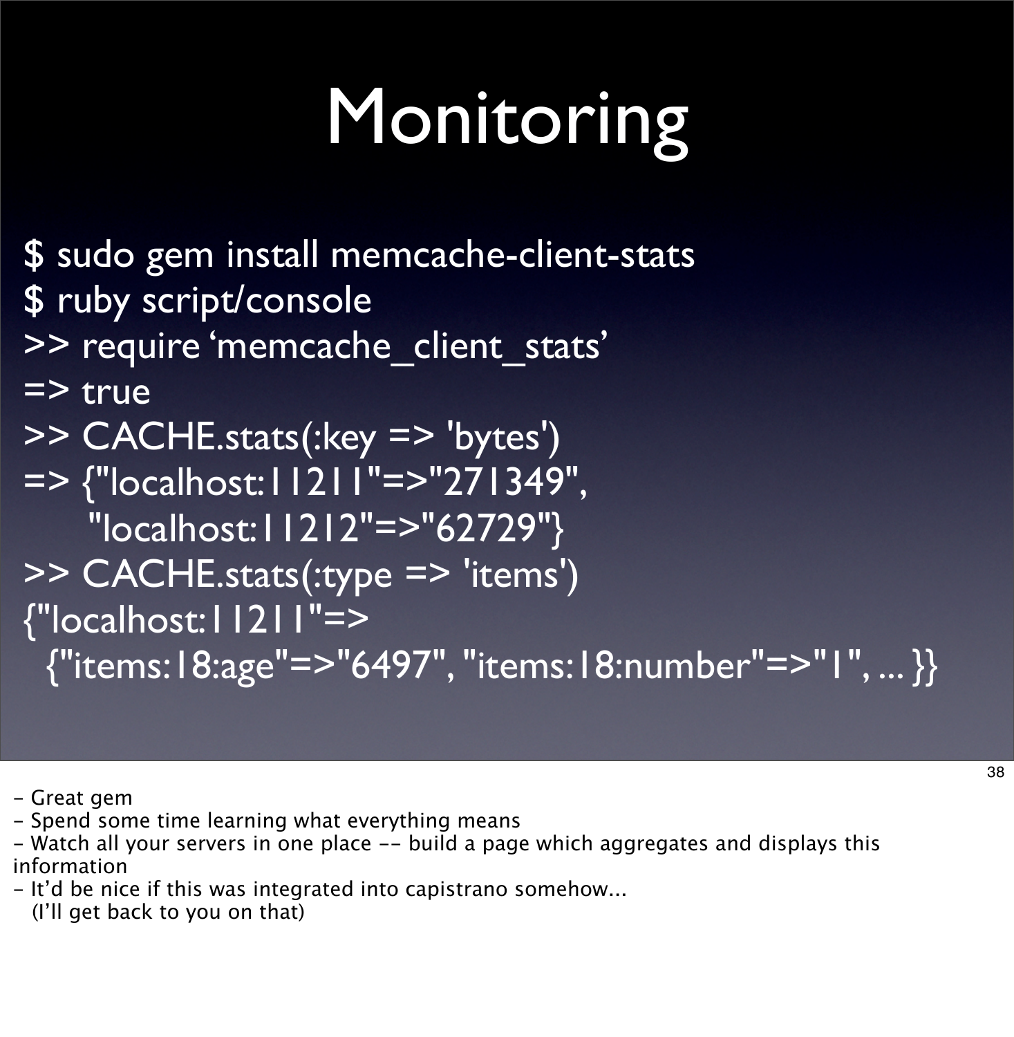# Monitoring

```
$ sudo gem install memcache-client-stats
$ ruby script/console
>> require 'memcache_client_stats'
=> true
>> CACHE.stats(:key => 'bytes')
=> {"localhost:11211"=>"271349",
    "localhost:11212"=>"62729"}
>> CACHE.stats(:type => 'items')
{"localhost:11211"=>
  {"items:18:age"=>"6497", "items:18:number"=>"1", ... }}
```

- Great gem
- Spend some time learning what everything means
- Watch all your servers in one place -- build a page which aggregates and displays this information
- It'd be nice if this was integrated into capistrano somehow...
  (I'll get back to you on that)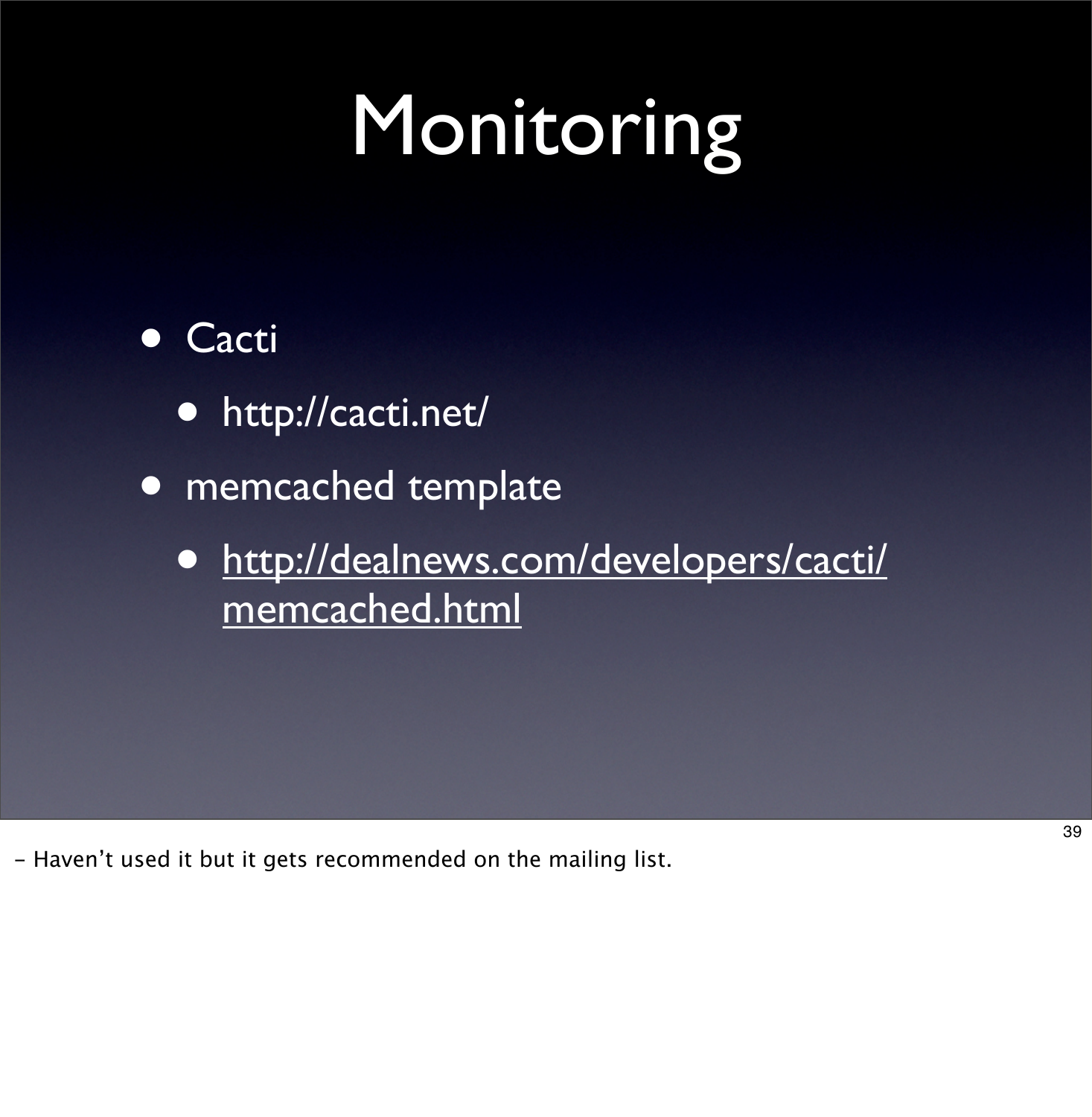# Monitoring

- Cacti
  - http://cacti.net/
- memcached template
  - http://dealnews.com/developers/cacti/memcached.html

- Haven't used it but it gets recommended on the mailing list.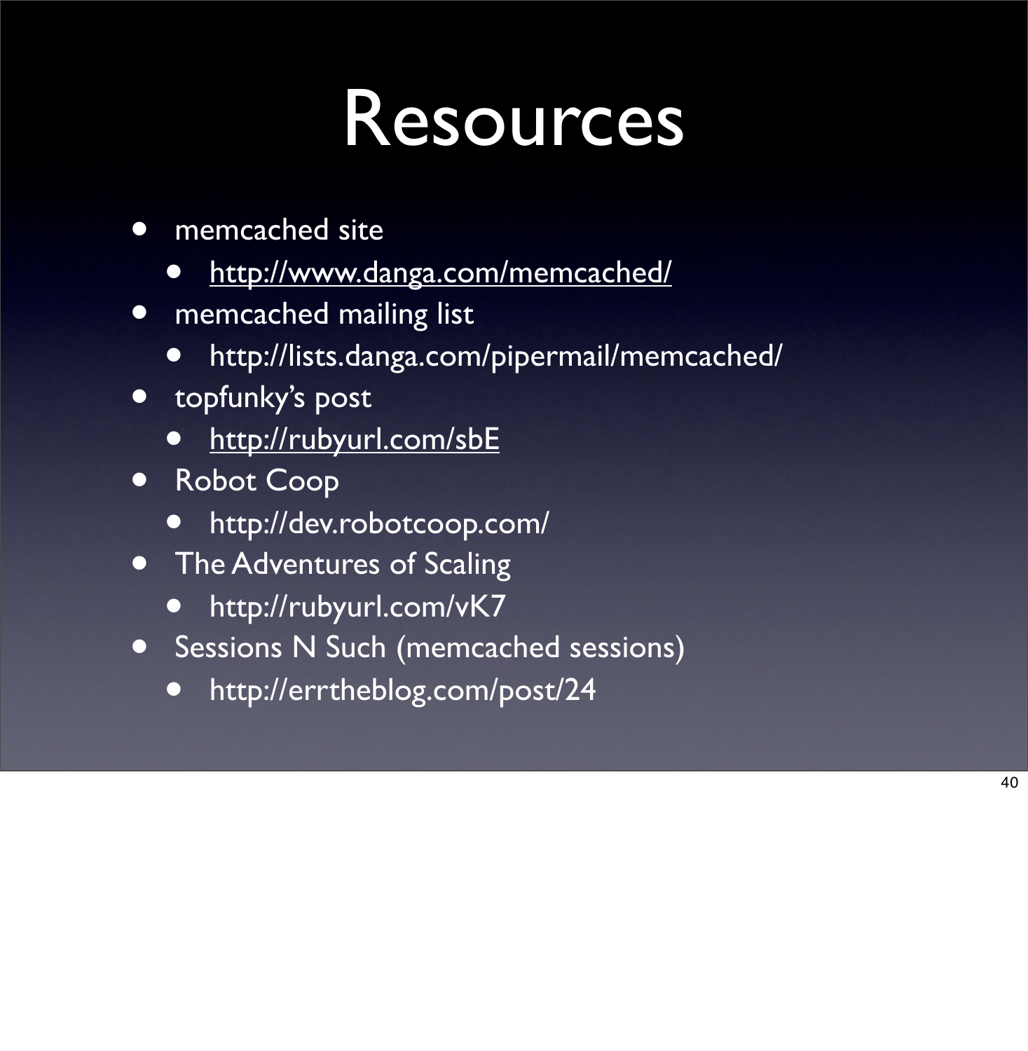# Resources

- memcached site
  - http://www.danga.com/memcached/
- memcached mailing list
  - http://lists.danga.com/pipermail/memcached/
- topfunky's post
  - http://rubyurl.com/sbE
- Robot Coop
  - http://dev.robotcoop.com/
- The Adventures of Scaling
  - http://rubyurl.com/vK7
- Sessions N Such (memcached sessions)
  - http://errtheblog.com/post/24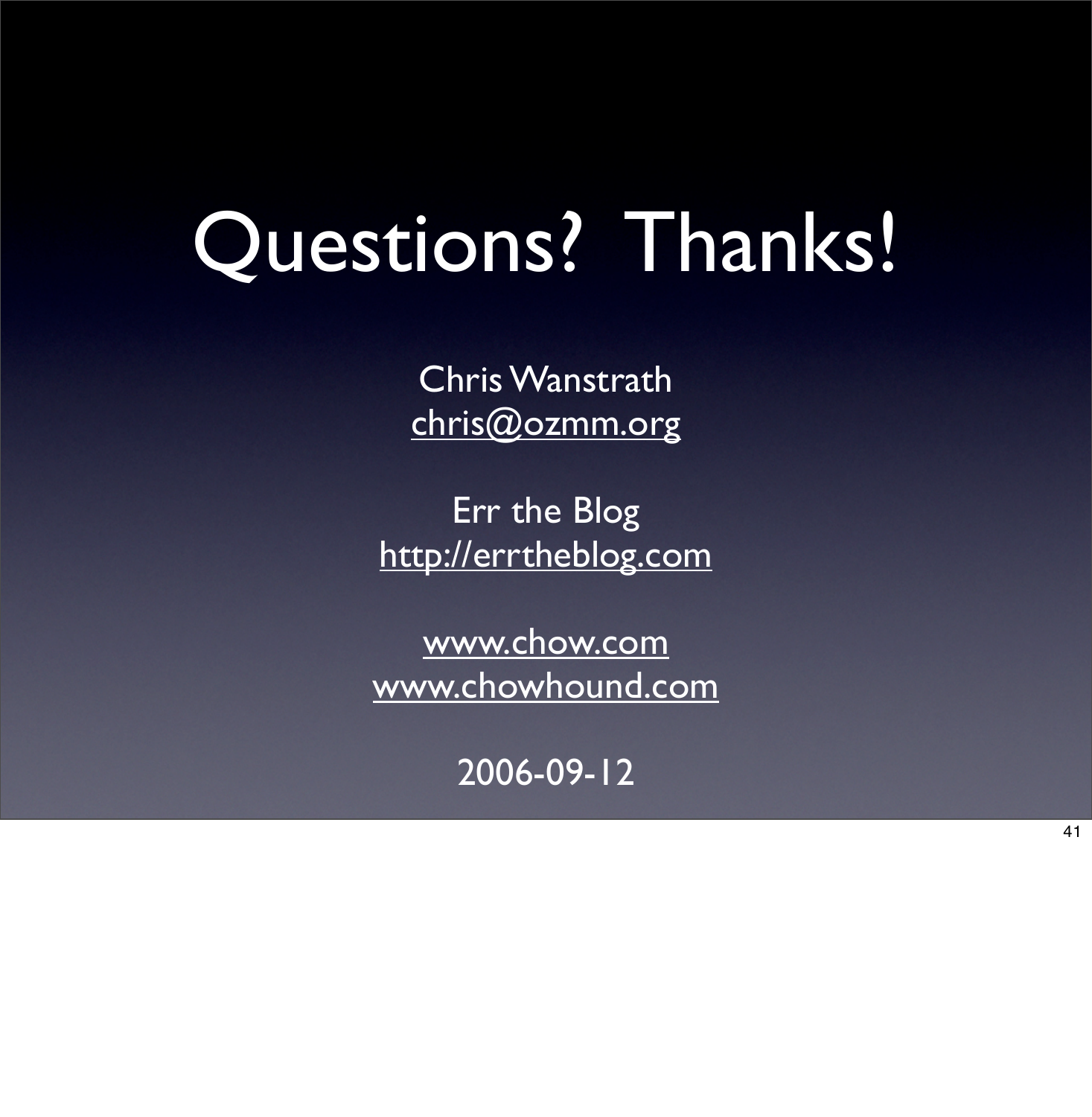# Questions? Thanks!

Chris Wanstrath
chris@ozmm.org

Err the Blog
http://errtheblog.com

www.chow.com
www.chowhound.com

2006-09-12